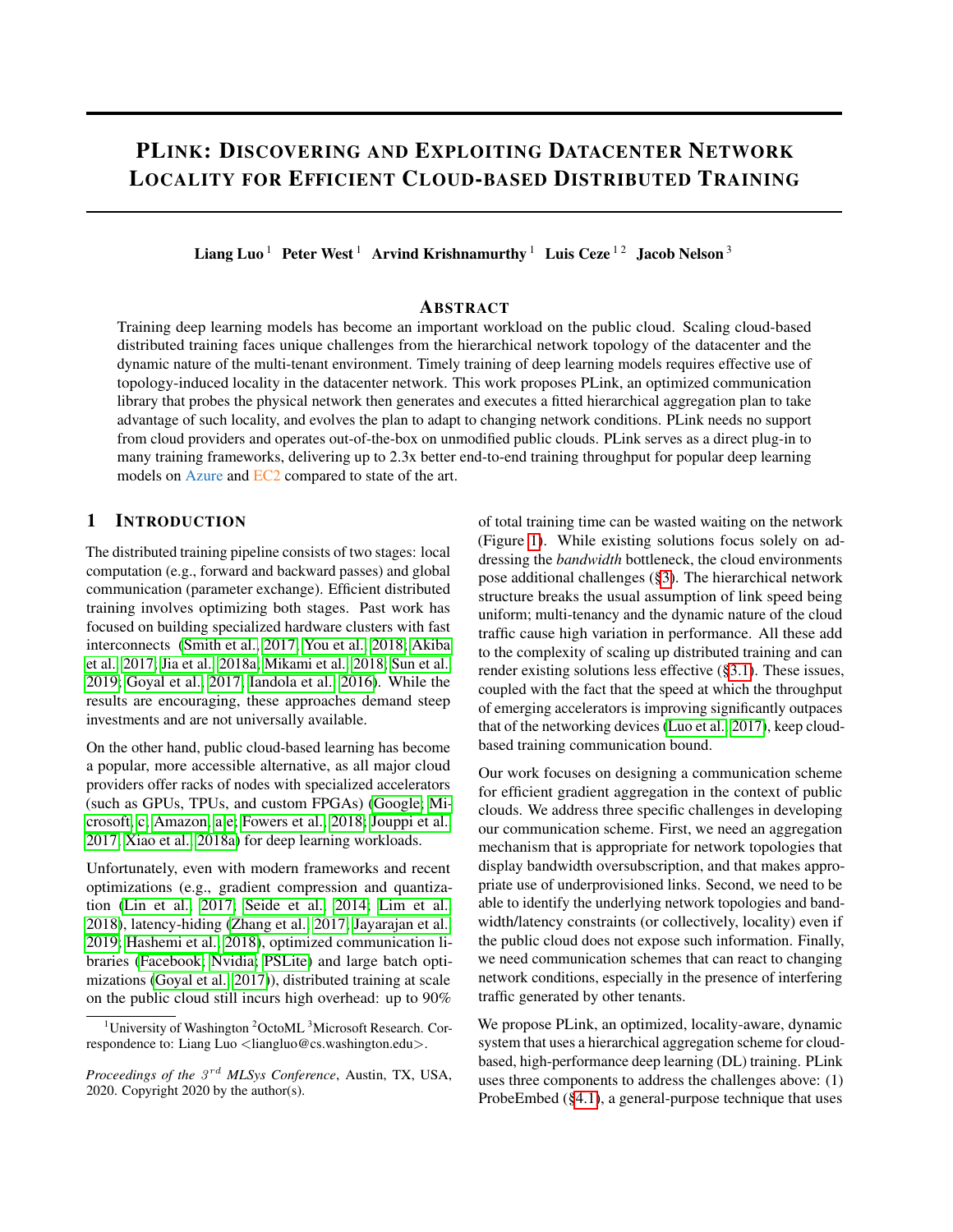# PLink: Discovering and Exploiting Datacenter Network Locality for Efficient Cloud-based Distributed Training

**Liang Luo** [1] **Peter West** [1] **Arvind Krishnamurthy** [1] **Luis Ceze** [1 2] **Jacob Nelson** [3]

## Abstract

Training deep learning models has become an important workload on the public cloud. Scaling cloud-based distributed training faces unique challenges from the hierarchical network topology of the datacenter and the dynamic nature of the multi-tenant environment. Timely training of deep learning models requires effective use of topology-induced locality in the datacenter network. This work proposes PLink, an optimized communication library that probes the physical network then generates and executes a fitted hierarchical aggregation plan to take advantage of such locality, and evolves the plan to adapt to changing network conditions. PLink needs no support from cloud providers and operates out-of-the-box on unmodified public clouds. PLink serves as a direct plug-in to many training frameworks, delivering up to 2.3x better end-to-end training throughput for popular deep learning models on Azure and EC2 compared to state of the art.

## 1 Introduction

The distributed training pipeline consists of two stages: local computation (e.g., forward and backward passes) and global communication (parameter exchange). Efficient distributed training involves optimizing both stages. Past work has focused on building specialized hardware clusters with fast interconnects (Smith et al., 2017; You et al., 2018; Akiba et al., 2017; Jia et al., 2018a; Mikami et al., 2018; Sun et al., 2019; Goyal et al., 2017; Iandola et al., 2016). While the results are encouraging, these approaches demand steep investments and are not universally available.

On the other hand, public cloud-based learning has become a popular, more accessible alternative, as all major cloud providers offer racks of nodes with specialized accelerators (such as GPUs, TPUs, and custom FPGAs) (Google; Microsoft, c; Amazon, a;e; Fowers et al., 2018; Jouppi et al., 2017; Xiao et al., 2018a) for deep learning workloads.

Unfortunately, even with modern frameworks and recent optimizations (e.g., gradient compression and quantization (Lin et al., 2017; Seide et al., 2014; Lim et al., 2018), latency-hiding (Zhang et al., 2017; Jayarajan et al., 2019; Hashemi et al., 2018), optimized communication libraries (Facebook; Nvidia; PSLite) and large batch optimizations (Goyal et al., 2017)), distributed training at scale on the public cloud still incurs high overhead: up to 90% of total training time can be wasted waiting on the network (Figure 1). While existing solutions focus solely on addressing the *bandwidth* bottleneck, the cloud environments pose additional challenges (§3). The hierarchical network structure breaks the usual assumption of link speed being uniform; multi-tenancy and the dynamic nature of the cloud traffic cause high variation in performance. All these add to the complexity of scaling up distributed training and can render existing solutions less effective (§3.1). These issues, coupled with the fact that the speed at which the throughput of emerging accelerators is improving significantly outpaces that of the networking devices (Luo et al., 2017), keep cloud-based training communication bound.

Our work focuses on designing a communication scheme for efficient gradient aggregation in the context of public clouds. We address three specific challenges in developing our communication scheme. First, we need an aggregation mechanism that is appropriate for network topologies that display bandwidth oversubscription, and that makes appropriate use of underprovisioned links. Second, we need to be able to identify the underlying network topologies and bandwidth/latency constraints (or collectively, locality) even if the public cloud does not expose such information. Finally, we need communication schemes that can react to changing network conditions, especially in the presence of interfering traffic generated by other tenants.

We propose PLink, an optimized, locality-aware, dynamic system that uses a hierarchical aggregation scheme for cloud-based, high-performance deep learning (DL) training. PLink uses three components to address the challenges above: (1) ProbeEmbed (§4.1), a general-purpose technique that uses

[1]University of Washington [2]OctoML [3]Microsoft Research. Correspondence to: Liang Luo <liangluo@cs.washington.edu>.

*Proceedings of the 3rd MLSys Conference*, Austin, TX, USA, 2020. Copyright 2020 by the author(s).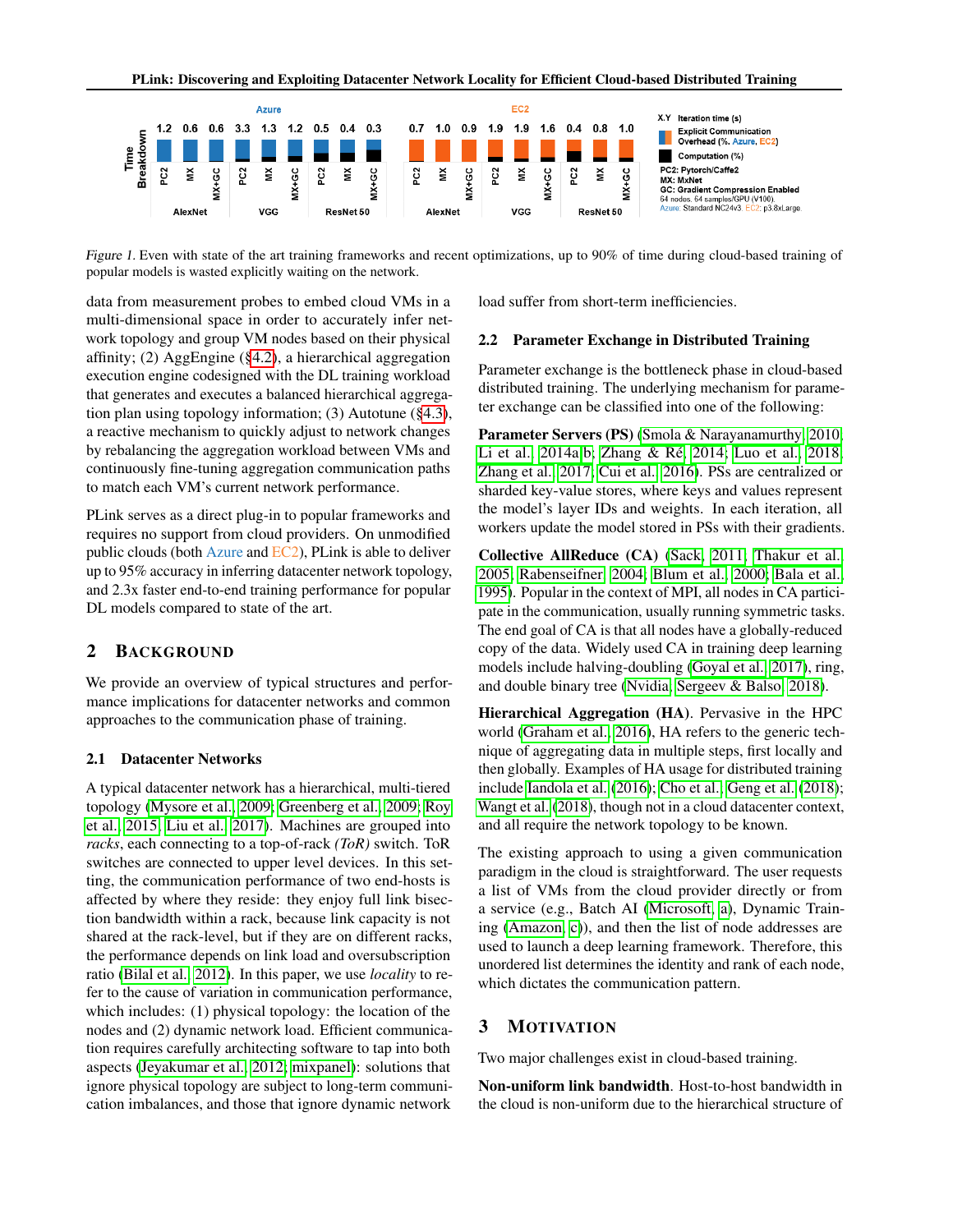*Figure 1.* Even with state of the art training frameworks and recent optimizations, up to 90% of time during cloud-based training of popular models is wasted explicitly waiting on the network.

data from measurement probes to embed cloud VMs in a multi-dimensional space in order to accurately infer network topology and group VM nodes based on their physical affinity; (2) AggEngine (§4.2), a hierarchical aggregation execution engine codesigned with the DL training workload that generates and executes a balanced hierarchical aggregation plan using topology information; (3) Autotune (§4.3), a reactive mechanism to quickly adjust to network changes by rebalancing the aggregation workload between VMs and continuously fine-tuning aggregation communication paths to match each VM's current network performance.

PLink serves as a direct plug-in to popular frameworks and requires no support from cloud providers. On unmodified public clouds (both Azure and EC2), PLink is able to deliver up to 95% accuracy in inferring datacenter network topology, and 2.3x faster end-to-end training performance for popular DL models compared to state of the art.

## 2 Background

We provide an overview of typical structures and performance implications for datacenter networks and common approaches to the communication phase of training.

### 2.1 Datacenter Networks

A typical datacenter network has a hierarchical, multi-tiered topology (Mysore et al., 2009; Greenberg et al., 2009; Roy et al., 2015; Liu et al., 2017). Machines are grouped into *racks*, each connecting to a top-of-rack *(ToR)* switch. ToR switches are connected to upper level devices. In this setting, the communication performance of two end-hosts is affected by where they reside: they enjoy full link bisection bandwidth within a rack, because link capacity is not shared at the rack-level, but if they are on different racks, the performance depends on link load and oversubscription ratio (Bilal et al., 2012). In this paper, we use *locality* to refer to the cause of variation in communication performance, which includes: (1) physical topology: the location of the nodes and (2) dynamic network load. Efficient communication requires carefully architecting software to tap into both aspects (Jeyakumar et al., 2012; mixpanel): solutions that ignore physical topology are subject to long-term communication imbalances, and those that ignore dynamic network load suffer from short-term inefficiencies.

### 2.2 Parameter Exchange in Distributed Training

Parameter exchange is the bottleneck phase in cloud-based distributed training. The underlying mechanism for parameter exchange can be classified into one of the following:

**Parameter Servers (PS)** (Smola & Narayanamurthy, 2010; Li et al., 2014a;b; Zhang & Ré, 2014; Luo et al., 2018; Zhang et al., 2017; Cui et al., 2016). PSs are centralized or sharded key-value stores, where keys and values represent the model's layer IDs and weights. In each iteration, all workers update the model stored in PSs with their gradients.

**Collective AllReduce (CA)** (Sack, 2011; Thakur et al., 2005; Rabenseifner, 2004; Blum et al., 2000; Bala et al., 1995). Popular in the context of MPI, all nodes in CA participate in the communication, usually running symmetric tasks. The end goal of CA is that all nodes have a globally-reduced copy of the data. Widely used CA in training deep learning models include halving-doubling (Goyal et al., 2017), ring, and double binary tree (Nvidia; Sergeev & Balso, 2018).

**Hierarchical Aggregation (HA)**. Pervasive in the HPC world (Graham et al., 2016), HA refers to the generic technique of aggregating data in multiple steps, first locally and then globally. Examples of HA usage for distributed training include Iandola et al. (2016); Cho et al.; Geng et al. (2018); Wangt et al. (2018), though not in a cloud datacenter context, and all require the network topology to be known.

The existing approach to using a given communication paradigm in the cloud is straightforward. The user requests a list of VMs from the cloud provider directly or from a service (e.g., Batch AI (Microsoft, a), Dynamic Training (Amazon, c)), and then the list of node addresses are used to launch a deep learning framework. Therefore, this unordered list determines the identity and rank of each node, which dictates the communication pattern.

## 3 Motivation

Two major challenges exist in cloud-based training.

**Non-uniform link bandwidth**. Host-to-host bandwidth in the cloud is non-uniform due to the hierarchical structure of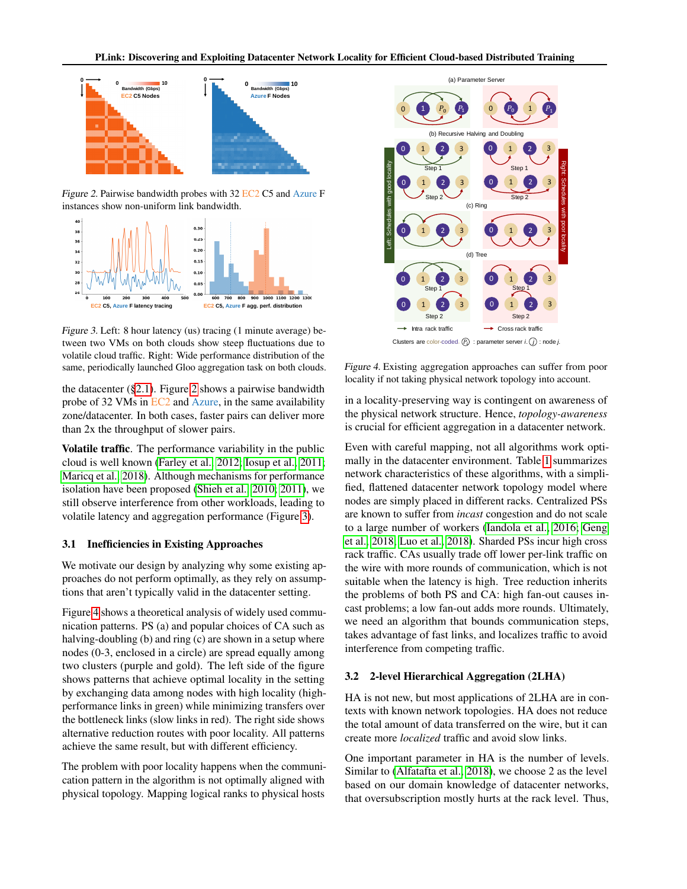Figure 2. Pairwise bandwidth probes with 32 EC2 C5 and Azure F instances show non-uniform link bandwidth.

Figure 3. Left: 8 hour latency (us) tracing (1 minute average) between two VMs on both clouds show steep fluctuations due to volatile cloud traffic. Right: Wide performance distribution of the same, periodically launched Gloo aggregation task on both clouds.

the datacenter (§2.1). Figure 2 shows a pairwise bandwidth probe of 32 VMs in EC2 and Azure, in the same availability zone/datacenter. In both cases, faster pairs can deliver more than 2x the throughput of slower pairs.

**Volatile traffic**. The performance variability in the public cloud is well known (Farley et al., 2012; Iosup et al., 2011; Maricq et al., 2018). Although mechanisms for performance isolation have been proposed (Shieh et al., 2010; 2011), we still observe interference from other workloads, leading to volatile latency and aggregation performance (Figure 3).

### 3.1 Inefficiencies in Existing Approaches

We motivate our design by analyzing why some existing approaches do not perform optimally, as they rely on assumptions that aren't typically valid in the datacenter setting.

Figure 4 shows a theoretical analysis of widely used communication patterns. PS (a) and popular choices of CA such as halving-doubling (b) and ring (c) are shown in a setup where nodes (0-3, enclosed in a circle) are spread equally among two clusters (purple and gold). The left side of the figure shows patterns that achieve optimal locality in the setting by exchanging data among nodes with high locality (high-performance links in green) while minimizing transfers over the bottleneck links (slow links in red). The right side shows alternative reduction routes with poor locality. All patterns achieve the same result, but with different efficiency.

The problem with poor locality happens when the communication pattern in the algorithm is not optimally aligned with physical topology. Mapping logical ranks to physical hosts in a locality-preserving way is contingent on awareness of the physical network structure. Hence, *topology-awareness* is crucial for efficient aggregation in a datacenter network.

Figure 4. Existing aggregation approaches can suffer from poor locality if not taking physical network topology into account.

Even with careful mapping, not all algorithms work optimally in the datacenter environment. Table 1 summarizes network characteristics of these algorithms, with a simplified, flattened datacenter network topology model where nodes are simply placed in different racks. Centralized PSs are known to suffer from *incast* congestion and do not scale to a large number of workers (Iandola et al., 2016; Geng et al., 2018; Luo et al., 2018). Sharded PSs incur high cross rack traffic. CAs usually trade off lower per-link traffic on the wire with more rounds of communication, which is not suitable when the latency is high. Tree reduction inherits the problems of both PS and CA: high fan-out causes incast problems; a low fan-out adds more rounds. Ultimately, we need an algorithm that bounds communication steps, takes advantage of fast links, and localizes traffic to avoid interference from competing traffic.

### 3.2 2-level Hierarchical Aggregation (2LHA)

HA is not new, but most applications of 2LHA are in contexts with known network topologies. HA does not reduce the total amount of data transferred on the wire, but it can create more *localized* traffic and avoid slow links.

One important parameter in HA is the number of levels. Similar to (Alfatafta et al., 2018), we choose 2 as the level based on our domain knowledge of datacenter networks, that oversubscription mostly hurts at the rack level. Thus,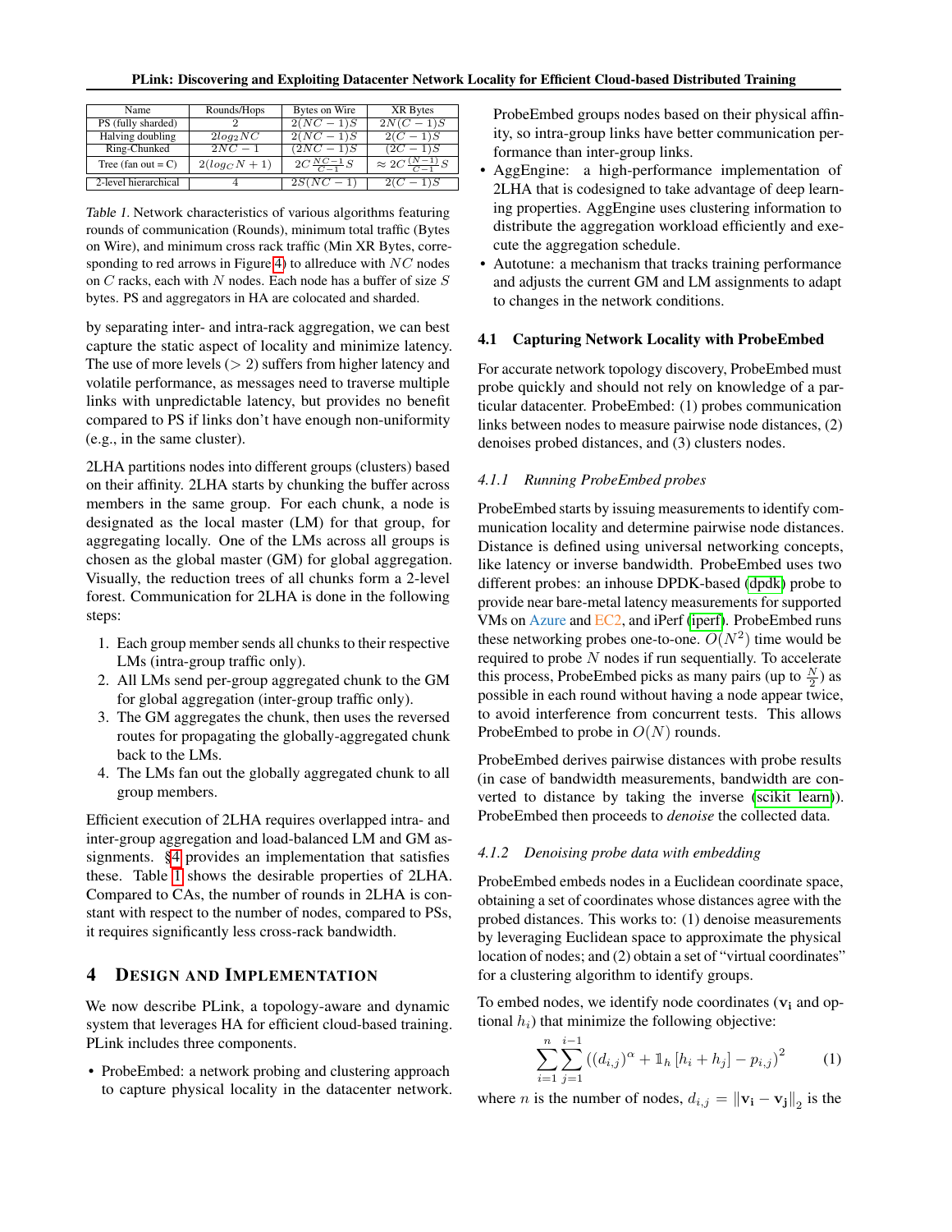| Name | Rounds/Hops | Bytes on Wire | XR Bytes |
|---|---|---|---|
| PS (fully sharded) | 2 | $2(NC-1)S$ | $2N(C-1)S$ |
| Halving doubling | $2log_2 NC$ | $2(NC-1)S$ | $2(C-1)S$ |
| Ring-Chunked | $2NC-1$ | $(2NC-1)S$ | $(2C-1)S$ |
| Tree (fan out = C) | $2(log_C N + 1)$ | $2C\frac{NC-1}{C-1}S$ | $\approx 2C\frac{(N-1)}{C-1}S$ |
| 2-level hierarchical | 4 | $2S(NC-1)$ | $2(C-1)S$ |

*Table 1.* Network characteristics of various algorithms featuring rounds of communication (Rounds), minimum total traffic (Bytes on Wire), and minimum cross rack traffic (Min XR Bytes, corresponding to red arrows in Figure 4) to allreduce with $NC$ nodes on $C$ racks, each with $N$ nodes. Each node has a buffer of size $S$ bytes. PS and aggregators in HA are colocated and sharded.

by separating inter- and intra-rack aggregation, we can best capture the static aspect of locality and minimize latency. The use of more levels ($>2$) suffers from higher latency and volatile performance, as messages need to traverse multiple links with unpredictable latency, but provides no benefit compared to PS if links don't have enough non-uniformity (e.g., in the same cluster).

2LHA partitions nodes into different groups (clusters) based on their affinity. 2LHA starts by chunking the buffer across members in the same group. For each chunk, a node is designated as the local master (LM) for that group, for aggregating locally. One of the LMs across all groups is chosen as the global master (GM) for global aggregation. Visually, the reduction trees of all chunks form a 2-level forest. Communication for 2LHA is done in the following steps:

1. Each group member sends all chunks to their respective LMs (intra-group traffic only).
2. All LMs send per-group aggregated chunk to the GM for global aggregation (inter-group traffic only).
3. The GM aggregates the chunk, then uses the reversed routes for propagating the globally-aggregated chunk back to the LMs.
4. The LMs fan out the globally aggregated chunk to all group members.

Efficient execution of 2LHA requires overlapped intra- and inter-group aggregation and load-balanced LM and GM assignments. §4 provides an implementation that satisfies these. Table 1 shows the desirable properties of 2LHA. Compared to CAs, the number of rounds in 2LHA is constant with respect to the number of nodes, compared to PSs, it requires significantly less cross-rack bandwidth.

# 4 Design and Implementation

We now describe PLink, a topology-aware and dynamic system that leverages HA for efficient cloud-based training. PLink includes three components.

- ProbeEmbed: a network probing and clustering approach to capture physical locality in the datacenter network. ProbeEmbed groups nodes based on their physical affinity, so intra-group links have better communication performance than inter-group links.
- AggEngine: a high-performance implementation of 2LHA that is codesigned to take advantage of deep learning properties. AggEngine uses clustering information to distribute the aggregation workload efficiently and execute the aggregation schedule.
- Autotune: a mechanism that tracks training performance and adjusts the current GM and LM assignments to adapt to changes in the network conditions.

## 4.1 Capturing Network Locality with ProbeEmbed

For accurate network topology discovery, ProbeEmbed must probe quickly and should not rely on knowledge of a particular datacenter. ProbeEmbed: (1) probes communication links between nodes to measure pairwise node distances, (2) denoises probed distances, and (3) clusters nodes.

### 4.1.1 Running ProbeEmbed probes

ProbeEmbed starts by issuing measurements to identify communication locality and determine pairwise node distances. Distance is defined using universal networking concepts, like latency or inverse bandwidth. ProbeEmbed uses two different probes: an inhouse DPDK-based (dpdk) probe to provide near bare-metal latency measurements for supported VMs on Azure and EC2, and iPerf (iperf). ProbeEmbed runs these networking probes one-to-one. $O(N^2)$ time would be required to probe $N$ nodes if run sequentially. To accelerate this process, ProbeEmbed picks as many pairs (up to $\frac{N}{2}$) as possible in each round without having a node appear twice, to avoid interference from concurrent tests. This allows ProbeEmbed to probe in $O(N)$ rounds.

ProbeEmbed derives pairwise distances with probe results (in case of bandwidth measurements, bandwidth are converted to distance by taking the inverse (scikit learn)). ProbeEmbed then proceeds to *denoise* the collected data.

### 4.1.2 Denoising probe data with embedding

ProbeEmbed embeds nodes in a Euclidean coordinate space, obtaining a set of coordinates whose distances agree with the probed distances. This works to: (1) denoise measurements by leveraging Euclidean space to approximate the physical location of nodes; and (2) obtain a set of "virtual coordinates" for a clustering algorithm to identify groups.

To embed nodes, we identify node coordinates ($\mathbf{v_i}$ and optional $h_i$) that minimize the following objective:

$$\sum_{i=1}^{n}\sum_{j=1}^{i-1}\left((d_{i,j})^{\alpha} + \mathbb{1}_h\left[h_i + h_j\right] - p_{i,j}\right)^2 \qquad (1)$$

where $n$ is the number of nodes, $d_{i,j} = \|\mathbf{v_i} - \mathbf{v_j}\|_2$ is the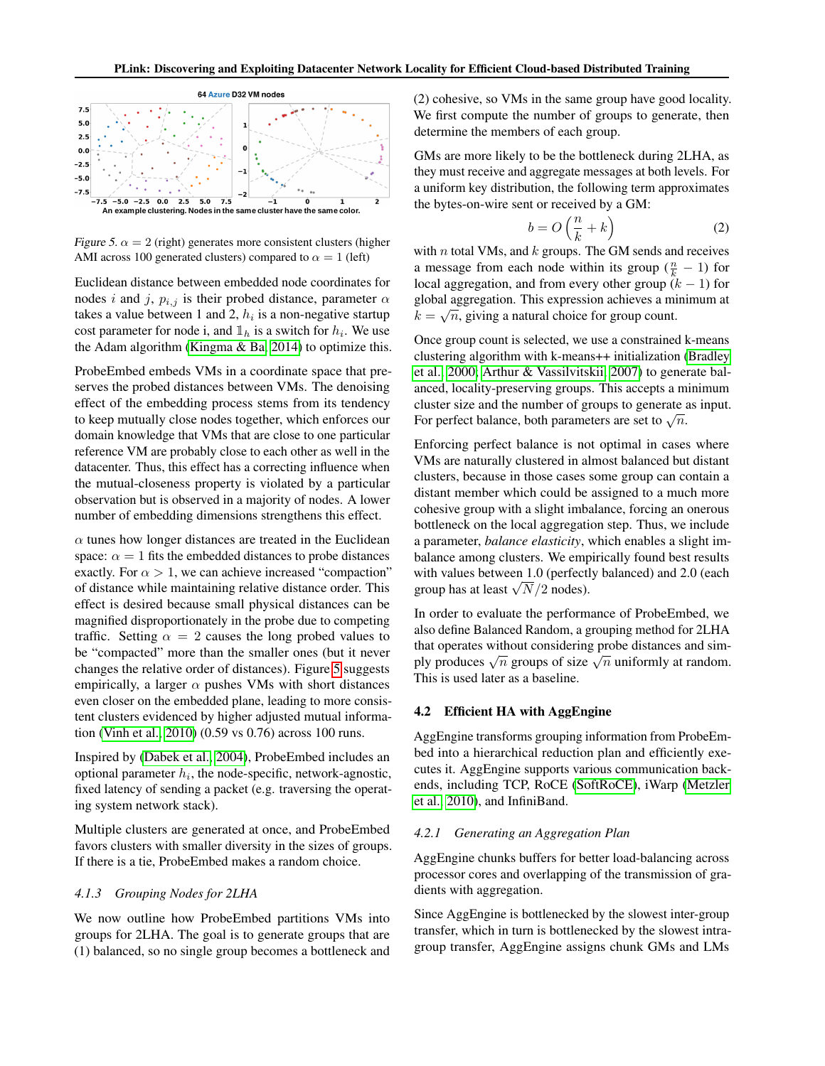Figure 5. $\alpha = 2$ (right) generates more consistent clusters (higher AMI across 100 generated clusters) compared to $\alpha = 1$ (left)

Euclidean distance between embedded node coordinates for nodes $i$ and $j$, $p_{i,j}$ is their probed distance, parameter $\alpha$ takes a value between 1 and 2, $h_i$ is a non-negative startup cost parameter for node i, and $\mathbb{1}_h$ is a switch for $h_i$. We use the Adam algorithm (Kingma & Ba, 2014) to optimize this.

ProbeEmbed embeds VMs in a coordinate space that preserves the probed distances between VMs. The denoising effect of the embedding process stems from its tendency to keep mutually close nodes together, which enforces our domain knowledge that VMs that are close to one particular reference VM are probably close to each other as well in the datacenter. Thus, this effect has a correcting influence when the mutual-closeness property is violated by a particular observation but is observed in a majority of nodes. A lower number of embedding dimensions strengthens this effect.

$\alpha$ tunes how longer distances are treated in the Euclidean space: $\alpha = 1$ fits the embedded distances to probe distances exactly. For $\alpha > 1$, we can achieve increased "compaction" of distance while maintaining relative distance order. This effect is desired because small physical distances can be magnified disproportionately in the probe due to competing traffic. Setting $\alpha = 2$ causes the long probed values to be "compacted" more than the smaller ones (but it never changes the relative order of distances). Figure 5 suggests empirically, a larger $\alpha$ pushes VMs with short distances even closer on the embedded plane, leading to more consistent clusters evidenced by higher adjusted mutual information (Vinh et al., 2010) (0.59 vs 0.76) across 100 runs.

Inspired by (Dabek et al., 2004), ProbeEmbed includes an optional parameter $h_i$, the node-specific, network-agnostic, fixed latency of sending a packet (e.g. traversing the operating system network stack).

Multiple clusters are generated at once, and ProbeEmbed favors clusters with smaller diversity in the sizes of groups. If there is a tie, ProbeEmbed makes a random choice.

#### 4.1.3 Grouping Nodes for 2LHA

We now outline how ProbeEmbed partitions VMs into groups for 2LHA. The goal is to generate groups that are (1) balanced, so no single group becomes a bottleneck and (2) cohesive, so VMs in the same group have good locality. We first compute the number of groups to generate, then determine the members of each group.

GMs are more likely to be the bottleneck during 2LHA, as they must receive and aggregate messages at both levels. For a uniform key distribution, the following term approximates the bytes-on-wire sent or received by a GM:

$$b = O\left(\frac{n}{k} + k\right) \quad (2)$$

with $n$ total VMs, and $k$ groups. The GM sends and receives a message from each node within its group ($\frac{n}{k} - 1$) for local aggregation, and from every other group ($k - 1$) for global aggregation. This expression achieves a minimum at $k = \sqrt{n}$, giving a natural choice for group count.

Once group count is selected, we use a constrained k-means clustering algorithm with k-means++ initialization (Bradley et al., 2000; Arthur & Vassilvitskii, 2007) to generate balanced, locality-preserving groups. This accepts a minimum cluster size and the number of groups to generate as input. For perfect balance, both parameters are set to $\sqrt{n}$.

Enforcing perfect balance is not optimal in cases where VMs are naturally clustered in almost balanced but distant clusters, because in those cases some group can contain a distant member which could be assigned to a much more cohesive group with a slight imbalance, forcing an onerous bottleneck on the local aggregation step. Thus, we include a parameter, *balance elasticity*, which enables a slight imbalance among clusters. We empirically found best results with values between 1.0 (perfectly balanced) and 2.0 (each group has at least $\sqrt{N}/2$ nodes).

In order to evaluate the performance of ProbeEmbed, we also define Balanced Random, a grouping method for 2LHA that operates without considering probe distances and simply produces $\sqrt{n}$ groups of size $\sqrt{n}$ uniformly at random. This is used later as a baseline.

### 4.2 Efficient HA with AggEngine

AggEngine transforms grouping information from ProbeEmbed into a hierarchical reduction plan and efficiently executes it. AggEngine supports various communication backends, including TCP, RoCE (SoftRoCE), iWarp (Metzler et al., 2010), and InfiniBand.

#### 4.2.1 Generating an Aggregation Plan

AggEngine chunks buffers for better load-balancing across processor cores and overlapping of the transmission of gradients with aggregation.

Since AggEngine is bottlenecked by the slowest inter-group transfer, which in turn is bottlenecked by the slowest intra-group transfer, AggEngine assigns chunk GMs and LMs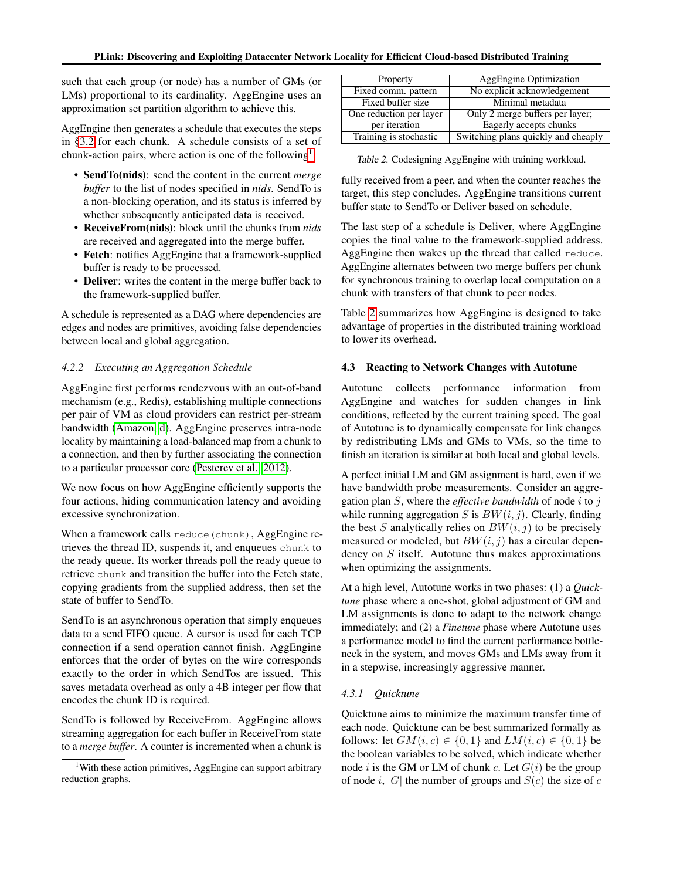such that each group (or node) has a number of GMs (or LMs) proportional to its cardinality. AggEngine uses an approximation set partition algorithm to achieve this.

AggEngine then generates a schedule that executes the steps in §3.2 for each chunk. A schedule consists of a set of chunk-action pairs, where action is one of the following[1]:

- **SendTo(nids)**: send the content in the current *merge buffer* to the list of nodes specified in *nids*. SendTo is a non-blocking operation, and its status is inferred by whether subsequently anticipated data is received.
- **ReceiveFrom(nids)**: block until the chunks from *nids* are received and aggregated into the merge buffer.
- **Fetch**: notifies AggEngine that a framework-supplied buffer is ready to be processed.
- **Deliver**: writes the content in the merge buffer back to the framework-supplied buffer.

A schedule is represented as a DAG where dependencies are edges and nodes are primitives, avoiding false dependencies between local and global aggregation.

#### 4.2.2 Executing an Aggregation Schedule

AggEngine first performs rendezvous with an out-of-band mechanism (e.g., Redis), establishing multiple connections per pair of VM as cloud providers can restrict per-stream bandwidth (Amazon, d). AggEngine preserves intra-node locality by maintaining a load-balanced map from a chunk to a connection, and then by further associating the connection to a particular processor core (Pesterev et al., 2012).

We now focus on how AggEngine efficiently supports the four actions, hiding communication latency and avoiding excessive synchronization.

When a framework calls `reduce(chunk)`, AggEngine retrieves the thread ID, suspends it, and enqueues `chunk` to the ready queue. Its worker threads poll the ready queue to retrieve `chunk` and transition the buffer into the Fetch state, copying gradients from the supplied address, then set the state of buffer to SendTo.

SendTo is an asynchronous operation that simply enqueues data to a send FIFO queue. A cursor is used for each TCP connection if a send operation cannot finish. AggEngine enforces that the order of bytes on the wire corresponds exactly to the order in which SendTos are issued. This saves metadata overhead as only a 4B integer per flow that encodes the chunk ID is required.

SendTo is followed by ReceiveFrom. AggEngine allows streaming aggregation for each buffer in ReceiveFrom state to a *merge buffer*. A counter is incremented when a chunk is fully received from a peer, and when the counter reaches the target, this step concludes. AggEngine transitions current buffer state to SendTo or Deliver based on schedule.

The last step of a schedule is Deliver, where AggEngine copies the final value to the framework-supplied address. AggEngine then wakes up the thread that called `reduce`. AggEngine alternates between two merge buffers per chunk for synchronous training to overlap local computation on a chunk with transfers of that chunk to peer nodes.

| Property | AggEngine Optimization |
|---|---|
| Fixed comm. pattern | No explicit acknowledgement |
| Fixed buffer size | Minimal metadata |
| One reduction per layer per iteration | Only 2 merge buffers per layer; Eagerly accepts chunks |
| Training is stochastic | Switching plans quickly and cheaply |

Table 2. Codesigning AggEngine with training workload.

Table 2 summarizes how AggEngine is designed to take advantage of properties in the distributed training workload to lower its overhead.

### 4.3 Reacting to Network Changes with Autotune

Autotune collects performance information from AggEngine and watches for sudden changes in link conditions, reflected by the current training speed. The goal of Autotune is to dynamically compensate for link changes by redistributing LMs and GMs to VMs, so the time to finish an iteration is similar at both local and global levels.

A perfect initial LM and GM assignment is hard, even if we have bandwidth probe measurements. Consider an aggregation plan $S$, where the *effective bandwidth* of node $i$ to $j$ while running aggregation $S$ is $BW(i, j)$. Clearly, finding the best $S$ analytically relies on $BW(i, j)$ to be precisely measured or modeled, but $BW(i, j)$ has a circular dependency on $S$ itself. Autotune thus makes approximations when optimizing the assignments.

At a high level, Autotune works in two phases: (1) a *Quicktune* phase where a one-shot, global adjustment of GM and LM assignments is done to adapt to the network change immediately; and (2) a *Finetune* phase where Autotune uses a performance model to find the current performance bottleneck in the system, and moves GMs and LMs away from it in a stepwise, increasingly aggressive manner.

#### 4.3.1 Quicktune

Quicktune aims to minimize the maximum transfer time of each node. Quicktune can be best summarized formally as follows: let $GM(i, c) \in \{0, 1\}$ and $LM(i, c) \in \{0, 1\}$ be the boolean variables to be solved, which indicate whether node $i$ is the GM or LM of chunk $c$. Let $G(i)$ be the group of node $i$, $|G|$ the number of groups and $S(c)$ the size of $c$

[1] With these action primitives, AggEngine can support arbitrary reduction graphs.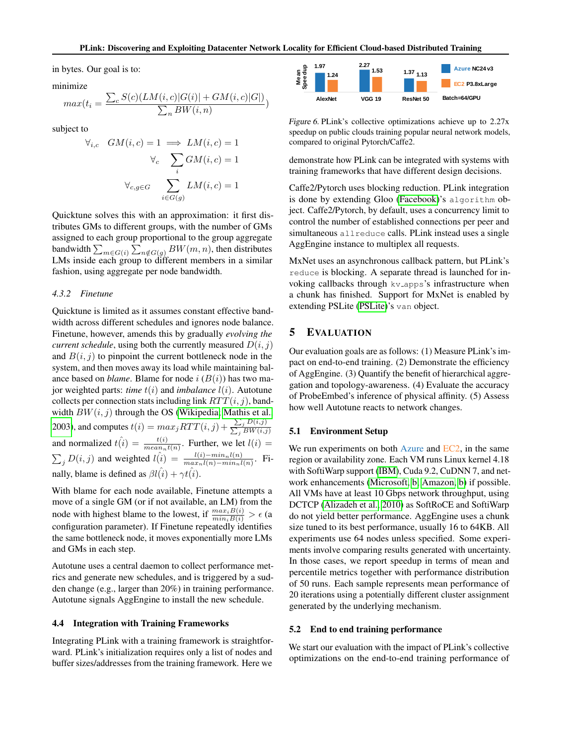in bytes. Our goal is to:

minimize

$$max(t_i = \frac{\sum_c S(c)(LM(i,c)|G(i)| + GM(i,c)|G|)}{\sum_n BW(i,n)})$$

subject to

$$\forall_{i,c} \quad GM(i,c) = 1 \implies LM(i,c) = 1$$

$$\forall_c \quad \sum_i GM(i,c) = 1$$

$$\forall_{c,g \in G} \quad \sum_{i \in G(g)} LM(i,c) = 1$$

Quicktune solves this with an approximation: it first distributes GMs to different groups, with the number of GMs assigned to each group proportional to the group aggregate bandwidth $\sum_{m \in G(i)} \sum_{n \notin G(g)} BW(m,n)$, then distributes LMs inside each group to different members in a similar fashion, using aggregate per node bandwidth.

#### 4.3.2 Finetune

Quicktune is limited as it assumes constant effective bandwidth across different schedules and ignores node balance. Finetune, however, amends this by gradually *evolving the current schedule*, using both the currently measured $D(i,j)$ and $B(i,j)$ to pinpoint the current bottleneck node in the system, and then moves away its load while maintaining balance based on *blame*. Blame for node $i$ ($B(i)$) has two major weighted parts: *time* $t(i)$ and *imbalance* $l(i)$. Autotune collects per connection stats including link $RTT(i,j)$, bandwidth $BW(i,j)$ through the OS (Wikipedia; Mathis et al., 2003), and computes $t(i) = max_j RTT(i,j) + \frac{\sum_j D(i,j)}{\sum_j BW(i,j)}$ and normalized $\hat{t(i)} = \frac{t(i)}{mean_n t(n)}$. Further, we let $l(i) = \sum_j D(i,j)$ and weighted $\hat{l(i)} = \frac{l(i) - min_n l(n)}{max_n l(n) - min_n l(n)}$. Finally, blame is defined as $\beta \hat{l(i)} + \gamma \hat{t(i)}$.

With blame for each node available, Finetune attempts a move of a single GM (or if not available, an LM) from the node with highest blame to the lowest, if $\frac{max_i B(i)}{min_i B(i)} > \epsilon$ (a configuration parameter). If Finetune repeatedly identifies the same bottleneck node, it moves exponentially more LMs and GMs in each step.

Autotune uses a central daemon to collect performance metrics and generate new schedules, and is triggered by a sudden change (e.g., larger than 20%) in training performance. Autotune signals AggEngine to install the new schedule.

### 4.4 Integration with Training Frameworks

Integrating PLink with a training framework is straightforward. PLink's initialization requires only a list of nodes and buffer sizes/addresses from the training framework. Here we demonstrate how PLink can be integrated with systems with training frameworks that have different design decisions.

| Mean Speedup | AlexNet | VGG 19 | ResNet 50 |
|---|---|---|---|
| Azure NC24v3 | 1.97 | 2.27 | 1.37 |
| EC2 P3.8xLarge | 1.24 | 1.53 | 1.13 |

Batch=64/GPU

*Figure 6.* PLink's collective optimizations achieve up to 2.27x speedup on public clouds training popular neural network models, compared to original Pytorch/Caffe2.

Caffe2/Pytorch uses blocking reduction. PLink integration is done by extending Gloo (Facebook)'s `algorithm` object. Caffe2/Pytorch, by default, uses a concurrency limit to control the number of established connections per peer and simultaneous `allreduce` calls. PLink instead uses a single AggEngine instance to multiplex all requests.

MxNet uses an asynchronous callback pattern, but PLink's `reduce` is blocking. A separate thread is launched for invoking callbacks through `kv_apps`'s infrastructure when a chunk has finished. Support for MxNet is enabled by extending PSLite (PSLite)'s `van` object.

## 5 Evaluation

Our evaluation goals are as follows: (1) Measure PLink's impact on end-to-end training. (2) Demonstrate the efficiency of AggEngine. (3) Quantify the benefit of hierarchical aggregation and topology-awareness. (4) Evaluate the accuracy of ProbeEmbed's inference of physical affinity. (5) Assess how well Autotune reacts to network changes.

### 5.1 Environment Setup

We run experiments on both Azure and EC2, in the same region or availability zone. Each VM runs Linux kernel 4.18 with SoftiWarp support (IBM), Cuda 9.2, CuDNN 7, and network enhancements (Microsoft, b; Amazon, b) if possible. All VMs have at least 10 Gbps network throughput, using DCTCP (Alizadeh et al., 2010) as SoftRoCE and SoftiWarp do not yield better performance. AggEngine uses a chunk size tuned to its best performance, usually 16 to 64KB. All experiments use 64 nodes unless specified. Some experiments involve comparing results generated with uncertainty. In those cases, we report speedup in terms of mean and percentile metrics together with performance distribution of 50 runs. Each sample represents mean performance of 20 iterations using a potentially different cluster assignment generated by the underlying mechanism.

### 5.2 End to end training performance

We start our evaluation with the impact of PLink's collective optimizations on the end-to-end training performance of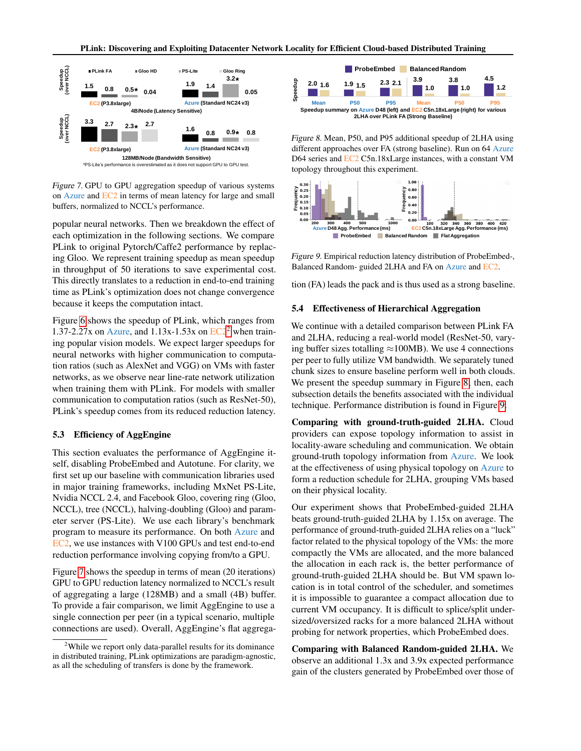Figure 7. GPU to GPU aggregation speedup of various systems on Azure and EC2 in terms of mean latency for large and small buffers, normalized to NCCL's performance.

popular neural networks. Then we breakdown the effect of each optimization in the following sections. We compare PLink to original Pytorch/Caffe2 performance by replacing Gloo. We represent training speedup as mean speedup in throughput of 50 iterations to save experimental cost. This directly translates to a reduction in end-to-end training time as PLink's optimization does not change convergence because it keeps the computation intact.

Figure 6 shows the speedup of PLink, which ranges from 1.37-2.27x on Azure, and 1.13x-1.53x on EC2[2] when training popular vision models. We expect larger speedups for neural networks with higher communication to computation ratios (such as AlexNet and VGG) on VMs with faster networks, as we observe near line-rate network utilization when training them with PLink. For models with smaller communication to computation ratios (such as ResNet-50), PLink's speedup comes from its reduced reduction latency.

### 5.3 Efficiency of AggEngine

This section evaluates the performance of AggEngine itself, disabling ProbeEmbed and Autotune. For clarity, we first set up our baseline with communication libraries used in major training frameworks, including MxNet PS-Lite, Nvidia NCCL 2.4, and Facebook Gloo, covering ring (Gloo, NCCL), tree (NCCL), halving-doubling (Gloo) and parameter server (PS-Lite). We use each library's benchmark program to measure its performance. On both Azure and EC2, we use instances with V100 GPUs and test end-to-end reduction performance involving copying from/to a GPU.

Figure 7 shows the speedup in terms of mean (20 iterations) GPU to GPU reduction latency normalized to NCCL's result of aggregating a large (128MB) and a small (4B) buffer. To provide a fair comparison, we limit AggEngine to use a single connection per peer (in a typical scenario, multiple connections are used). Overall, AggEngine's flat aggregation (FA) leads the pack and is thus used as a strong baseline.

[2] While we report only data-parallel results for its dominance in distributed training, PLink optimizations are paradigm-agnostic, as all the scheduling of transfers is done by the framework.

Figure 8. Mean, P50, and P95 additional speedup of 2LHA using different approaches over FA (strong baseline). Run on 64 Azure D64 series and EC2 C5n.18xLarge instances, with a constant VM topology throughout this experiment.

Figure 9. Empirical reduction latency distribution of ProbeEmbed-, Balanced Random- guided 2LHA and FA on Azure and EC2.

### 5.4 Effectiveness of Hierarchical Aggregation

We continue with a detailed comparison between PLink FA and 2LHA, reducing a real-world model (ResNet-50, varying buffer sizes totalling $\approx$100MB). We use 4 connections per peer to fully utilize VM bandwidth. We separately tuned chunk sizes to ensure baseline perform well in both clouds. We present the speedup summary in Figure 8, then, each subsection details the benefits associated with the individual technique. Performance distribution is found in Figure 9.

**Comparing with ground-truth-guided 2LHA.** Cloud providers can expose topology information to assist in locality-aware scheduling and communication. We obtain ground-truth topology information from Azure. We look at the effectiveness of using physical topology on Azure to form a reduction schedule for 2LHA, grouping VMs based on their physical locality.

Our experiment shows that ProbeEmbed-guided 2LHA beats ground-truth-guided 2LHA by 1.15x on average. The performance of ground-truth-guided 2LHA relies on a "luck" factor related to the physical topology of the VMs: the more compactly the VMs are allocated, and the more balanced the allocation in each rack is, the better performance of ground-truth-guided 2LHA should be. But VM spawn location is in total control of the scheduler, and sometimes it is impossible to guarantee a compact allocation due to current VM occupancy. It is difficult to splice/split undersized/oversized racks for a more balanced 2LHA without probing for network properties, which ProbeEmbed does.

**Comparing with Balanced Random-guided 2LHA.** We observe an additional 1.3x and 3.9x expected performance gain of the clusters generated by ProbeEmbed over those of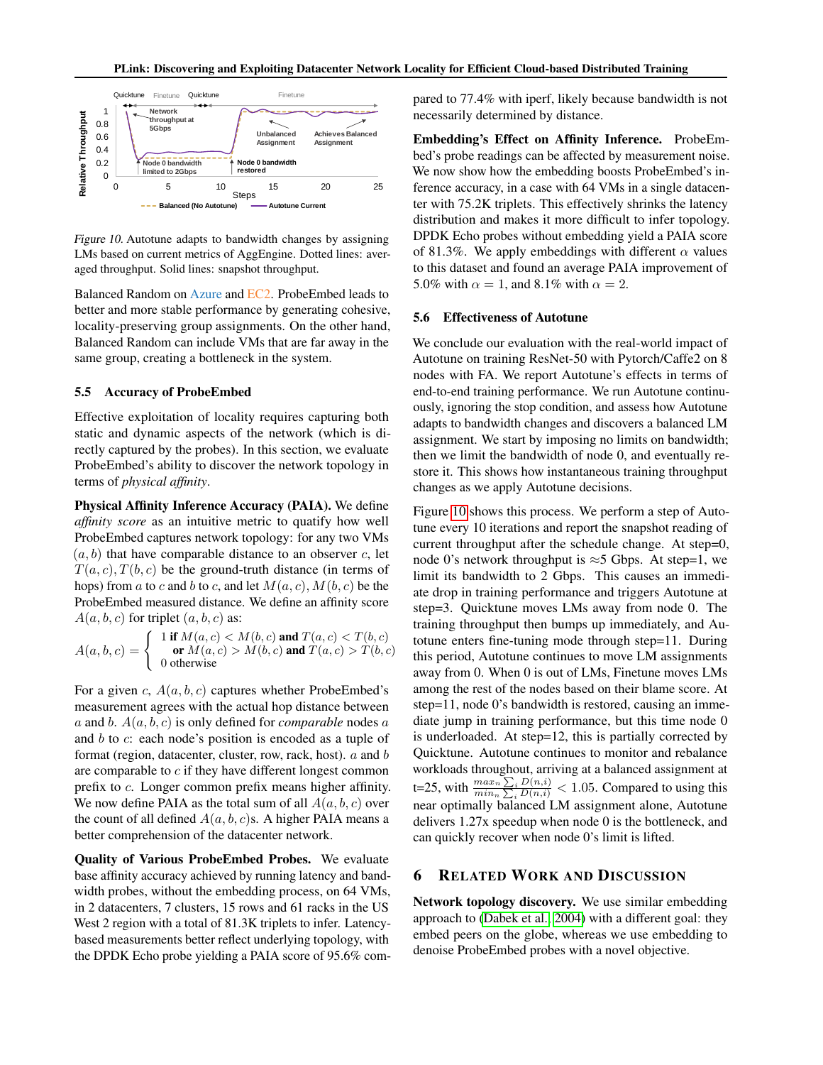*Figure 10.* Autotune adapts to bandwidth changes by assigning LMs based on current metrics of AggEngine. Dotted lines: averaged throughput. Solid lines: snapshot throughput.

Balanced Random on Azure and EC2. ProbeEmbed leads to better and more stable performance by generating cohesive, locality-preserving group assignments. On the other hand, Balanced Random can include VMs that are far away in the same group, creating a bottleneck in the system.

### 5.5 Accuracy of ProbeEmbed

Effective exploitation of locality requires capturing both static and dynamic aspects of the network (which is directly captured by the probes). In this section, we evaluate ProbeEmbed's ability to discover the network topology in terms of *physical affinity*.

**Physical Affinity Inference Accuracy (PAIA).** We define *affinity score* as an intuitive metric to quatify how well ProbeEmbed captures network topology: for any two VMs $(a, b)$ that have comparable distance to an observer $c$, let $T(a, c), T(b, c)$ be the ground-truth distance (in terms of hops) from $a$ to $c$ and $b$ to $c$, and let $M(a, c), M(b, c)$ be the ProbeEmbed measured distance. We define an affinity score $A(a, b, c)$ for triplet $(a, b, c)$ as:

$$A(a,b,c) = \begin{cases} 1 \text{ if } M(a,c) < M(b,c) \textbf{ and } T(a,c) < T(b,c) \\ \quad \textbf{or } M(a,c) > M(b,c) \textbf{ and } T(a,c) > T(b,c) \\ 0 \text{ otherwise} \end{cases}$$

For a given $c$, $A(a, b, c)$ captures whether ProbeEmbed's measurement agrees with the actual hop distance between $a$ and $b$. $A(a, b, c)$ is only defined for *comparable* nodes $a$ and $b$ to $c$: each node's position is encoded as a tuple of format (region, datacenter, cluster, row, rack, host). $a$ and $b$ are comparable to $c$ if they have different longest common prefix to $c$. Longer common prefix means higher affinity. We now define PAIA as the total sum of all $A(a, b, c)$ over the count of all defined $A(a, b, c)$s. A higher PAIA means a better comprehension of the datacenter network.

**Quality of Various ProbeEmbed Probes.** We evaluate base affinity accuracy achieved by running latency and bandwidth probes, without the embedding process, on 64 VMs, in 2 datacenters, 7 clusters, 15 rows and 61 racks in the US West 2 region with a total of 81.3K triplets to infer. Latency-based measurements better reflect underlying topology, with the DPDK Echo probe yielding a PAIA score of 95.6% compared to 77.4% with iperf, likely because bandwidth is not necessarily determined by distance.

**Embedding's Effect on Affinity Inference.** ProbeEmbed's probe readings can be affected by measurement noise. We now show how the embedding boosts ProbeEmbed's inference accuracy, in a case with 64 VMs in a single datacenter with 75.2K triplets. This effectively shrinks the latency distribution and makes it more difficult to infer topology. DPDK Echo probes without embedding yield a PAIA score of 81.3%. We apply embeddings with different $\alpha$ values to this dataset and found an average PAIA improvement of 5.0% with $\alpha = 1$, and 8.1% with $\alpha = 2$.

### 5.6 Effectiveness of Autotune

We conclude our evaluation with the real-world impact of Autotune on training ResNet-50 with Pytorch/Caffe2 on 8 nodes with FA. We report Autotune's effects in terms of end-to-end training performance. We run Autotune continuously, ignoring the stop condition, and assess how Autotune adapts to bandwidth changes and discovers a balanced LM assignment. We start by imposing no limits on bandwidth; then we limit the bandwidth of node 0, and eventually restore it. This shows how instantaneous training throughput changes as we apply Autotune decisions.

Figure 10 shows this process. We perform a step of Autotune every 10 iterations and report the snapshot reading of current throughput after the schedule change. At step=0, node 0's network throughput is ≈5 Gbps. At step=1, we limit its bandwidth to 2 Gbps. This causes an immediate drop in training performance and triggers Autotune at step=3. Quicktune moves LMs away from node 0. The training throughput then bumps up immediately, and Autotune enters fine-tuning mode through step=11. During this period, Autotune continues to move LM assignments away from 0. When 0 is out of LMs, Finetune moves LMs among the rest of the nodes based on their blame score. At step=11, node 0's bandwidth is restored, causing an immediate jump in training performance, but this time node 0 is underloaded. At step=12, this is partially corrected by Quicktune. Autotune continues to monitor and rebalance workloads throughout, arriving at a balanced assignment at t=25, with $\frac{max_n \sum_i D(n,i)}{min_n \sum_i D(n,i)} < 1.05$. Compared to using this near optimally balanced LM assignment alone, Autotune delivers 1.27x speedup when node 0 is the bottleneck, and can quickly recover when node 0's limit is lifted.

## 6 Related Work and Discussion

**Network topology discovery.** We use similar embedding approach to (Dabek et al., 2004) with a different goal: they embed peers on the globe, whereas we use embedding to denoise ProbeEmbed probes with a novel objective.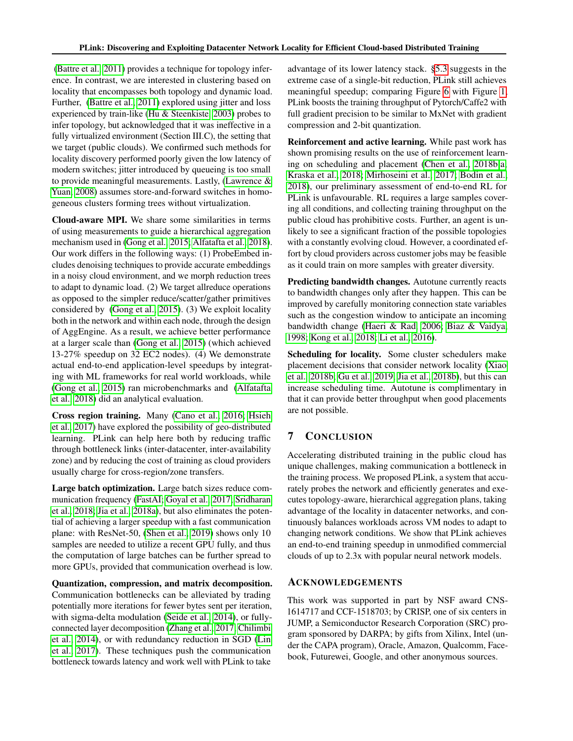(Battre et al., 2011) provides a technique for topology inference. In contrast, we are interested in clustering based on locality that encompasses both topology and dynamic load. Further, (Battre et al., 2011) explored using jitter and loss experienced by train-like (Hu & Steenkiste, 2003) probes to infer topology, but acknowledged that it was ineffective in a fully virtualized environment (Section III.C), the setting that we target (public clouds). We confirmed such methods for locality discovery performed poorly given the low latency of modern switches; jitter introduced by queueing is too small to provide meaningful measurements. Lastly, (Lawrence & Yuan, 2008) assumes store-and-forward switches in homogeneous clusters forming trees without virtualization.

**Cloud-aware MPI.** We share some similarities in terms of using measurements to guide a hierarchical aggregation mechanism used in (Gong et al., 2015; Alfatafta et al., 2018). Our work differs in the following ways: (1) ProbeEmbed includes denoising techniques to provide accurate embeddings in a noisy cloud environment, and we morph reduction trees to adapt to dynamic load. (2) We target allreduce operations as opposed to the simpler reduce/scatter/gather primitives considered by (Gong et al., 2015). (3) We exploit locality both in the network and within each node, through the design of AggEngine. As a result, we achieve better performance at a larger scale than (Gong et al., 2015) (which achieved 13-27% speedup on 32 EC2 nodes). (4) We demonstrate actual end-to-end application-level speedups by integrating with ML frameworks for real world workloads, while (Gong et al., 2015) ran microbenchmarks and (Alfatafta et al., 2018) did an analytical evaluation.

**Cross region training.** Many (Cano et al., 2016; Hsieh et al., 2017) have explored the possibility of geo-distributed learning. PLink can help here both by reducing traffic through bottleneck links (inter-datacenter, inter-availability zone) and by reducing the cost of training as cloud providers usually charge for cross-region/zone transfers.

**Large batch optimization.** Large batch sizes reduce communication frequency (FastAI; Goyal et al., 2017; Sridharan et al., 2018; Jia et al., 2018a), but also eliminates the potential of achieving a larger speedup with a fast communication plane: with ResNet-50, (Shen et al., 2019) shows only 10 samples are needed to utilize a recent GPU fully, and thus the computation of large batches can be further spread to more GPUs, provided that communication overhead is low.

**Quantization, compression, and matrix decomposition.** Communication bottlenecks can be alleviated by trading potentially more iterations for fewer bytes sent per iteration, with sigma-delta modulation (Seide et al., 2014), or fully-connected layer decomposition (Zhang et al., 2017; Chilimbi et al., 2014), or with redundancy reduction in SGD (Lin et al., 2017). These techniques push the communication bottleneck towards latency and work well with PLink to take advantage of its lower latency stack. §5.3 suggests in the extreme case of a single-bit reduction, PLink still achieves meaningful speedup; comparing Figure 6 with Figure 1, PLink boosts the training throughput of Pytorch/Caffe2 with full gradient precision to be similar to MxNet with gradient compression and 2-bit quantization.

**Reinforcement and active learning.** While past work has shown promising results on the use of reinforcement learning on scheduling and placement (Chen et al., 2018b;a; Kraska et al., 2018; Mirhoseini et al., 2017; Bodin et al., 2018), our preliminary assessment of end-to-end RL for PLink is unfavourable. RL requires a large samples covering all conditions, and collecting training throughput on the public cloud has prohibitive costs. Further, an agent is unlikely to see a significant fraction of the possible topologies with a constantly evolving cloud. However, a coordinated effort by cloud providers across customer jobs may be feasible as it could train on more samples with greater diversity.

**Predicting bandwidth changes.** Autotune currently reacts to bandwidth changes only after they happen. This can be improved by carefully monitoring connection state variables such as the congestion window to anticipate an incoming bandwidth change (Haeri & Rad, 2006; Biaz & Vaidya, 1998; Kong et al., 2018; Li et al., 2016).

**Scheduling for locality.** Some cluster schedulers make placement decisions that consider network locality (Xiao et al., 2018b; Gu et al., 2019; Jia et al., 2018b), but this can increase scheduling time. Autotune is complimentary in that it can provide better throughput when good placements are not possible.

## 7 Conclusion

Accelerating distributed training in the public cloud has unique challenges, making communication a bottleneck in the training process. We proposed PLink, a system that accurately probes the network and efficiently generates and executes topology-aware, hierarchical aggregation plans, taking advantage of the locality in datacenter networks, and continuously balances workloads across VM nodes to adapt to changing network conditions. We show that PLink achieves an end-to-end training speedup in unmodified commercial clouds of up to 2.3x with popular neural network models.

## Acknowledgements

This work was supported in part by NSF award CNS-1614717 and CCF-1518703; by CRISP, one of six centers in JUMP, a Semiconductor Research Corporation (SRC) program sponsored by DARPA; by gifts from Xilinx, Intel (under the CAPA program), Oracle, Amazon, Qualcomm, Facebook, Futurewei, Google, and other anonymous sources.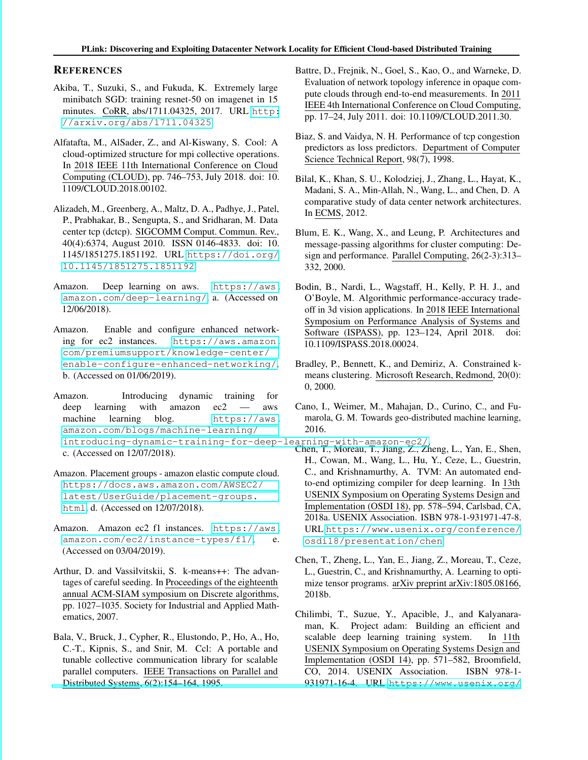## REFERENCES

Akiba, T., Suzuki, S., and Fukuda, K. Extremely large minibatch SGD: training resnet-50 on imagenet in 15 minutes. CoRR, abs/1711.04325, 2017. URL http://arxiv.org/abs/1711.04325.

Alfatafta, M., AlSader, Z., and Al-Kiswany, S. Cool: A cloud-optimized structure for mpi collective operations. In 2018 IEEE 11th International Conference on Cloud Computing (CLOUD), pp. 746–753, July 2018. doi: 10.1109/CLOUD.2018.00102.

Alizadeh, M., Greenberg, A., Maltz, D. A., Padhye, J., Patel, P., Prabhakar, B., Sengupta, S., and Sridharan, M. Data center tcp (dctcp). SIGCOMM Comput. Commun. Rev., 40(4):6374, August 2010. ISSN 0146-4833. doi: 10.1145/1851275.1851192. URL https://doi.org/10.1145/1851275.1851192.

Amazon. Deep learning on aws. https://aws.amazon.com/deep-learning/, a. (Accessed on 12/06/2018).

Amazon. Enable and configure enhanced networking for ec2 instances. https://aws.amazon.com/premiumsupport/knowledge-center/enable-configure-enhanced-networking/, b. (Accessed on 01/06/2019).

Amazon. Introducing dynamic training for deep learning with amazon ec2 — aws machine learning blog. https://aws.amazon.com/blogs/machine-learning/introducing-dynamic-training-for-deep-learning-with-amazon-ec2/, c. (Accessed on 12/07/2018).

Amazon. Placement groups - amazon elastic compute cloud. https://docs.aws.amazon.com/AWSEC2/latest/UserGuide/placement-groups.html, d. (Accessed on 12/07/2018).

Amazon. Amazon ec2 f1 instances. https://aws.amazon.com/ec2/instance-types/f1/, e. (Accessed on 03/04/2019).

Arthur, D. and Vassilvitskii, S. k-means++: The advantages of careful seeding. In Proceedings of the eighteenth annual ACM-SIAM symposium on Discrete algorithms, pp. 1027–1035. Society for Industrial and Applied Mathematics, 2007.

Bala, V., Bruck, J., Cypher, R., Elustondo, P., Ho, A., Ho, C.-T., Kipnis, S., and Snir, M. Ccl: A portable and tunable collective communication library for scalable parallel computers. IEEE Transactions on Parallel and Distributed Systems, 6(2):154–164, 1995.

Battre, D., Frejnik, N., Goel, S., Kao, O., and Warneke, D. Evaluation of network topology inference in opaque compute clouds through end-to-end measurements. In 2011 IEEE 4th International Conference on Cloud Computing, pp. 17–24, July 2011. doi: 10.1109/CLOUD.2011.30.

Biaz, S. and Vaidya, N. H. Performance of tcp congestion predictors as loss predictors. Department of Computer Science Technical Report, 98(7), 1998.

Bilal, K., Khan, S. U., Kolodziej, J., Zhang, L., Hayat, K., Madani, S. A., Min-Allah, N., Wang, L., and Chen, D. A comparative study of data center network architectures. In ECMS, 2012.

Blum, E. K., Wang, X., and Leung, P. Architectures and message-passing algorithms for cluster computing: Design and performance. Parallel Computing, 26(2-3):313–332, 2000.

Bodin, B., Nardi, L., Wagstaff, H., Kelly, P. H. J., and O'Boyle, M. Algorithmic performance-accuracy trade-off in 3d vision applications. In 2018 IEEE International Symposium on Performance Analysis of Systems and Software (ISPASS), pp. 123–124, April 2018. doi: 10.1109/ISPASS.2018.00024.

Bradley, P., Bennett, K., and Demiriz, A. Constrained k-means clustering. Microsoft Research, Redmond, 20(0): 0, 2000.

Cano, I., Weimer, M., Mahajan, D., Curino, C., and Fumarola, G. M. Towards geo-distributed machine learning, 2016.

Chen, T., Moreau, T., Jiang, Z., Zheng, L., Yan, E., Shen, H., Cowan, M., Wang, L., Hu, Y., Ceze, L., Guestrin, C., and Krishnamurthy, A. TVM: An automated end-to-end optimizing compiler for deep learning. In 13th USENIX Symposium on Operating Systems Design and Implementation (OSDI 18), pp. 578–594, Carlsbad, CA, 2018a. USENIX Association. ISBN 978-1-931971-47-8. URL https://www.usenix.org/conference/osdi18/presentation/chen.

Chen, T., Zheng, L., Yan, E., Jiang, Z., Moreau, T., Ceze, L., Guestrin, C., and Krishnamurthy, A. Learning to optimize tensor programs. arXiv preprint arXiv:1805.08166, 2018b.

Chilimbi, T., Suzue, Y., Apacible, J., and Kalyanaraman, K. Project adam: Building an efficient and scalable deep learning training system. In 11th USENIX Symposium on Operating Systems Design and Implementation (OSDI 14), pp. 571–582, Broomfield, CO, 2014. USENIX Association. ISBN 978-1-931971-16-4. URL https://www.usenix.org/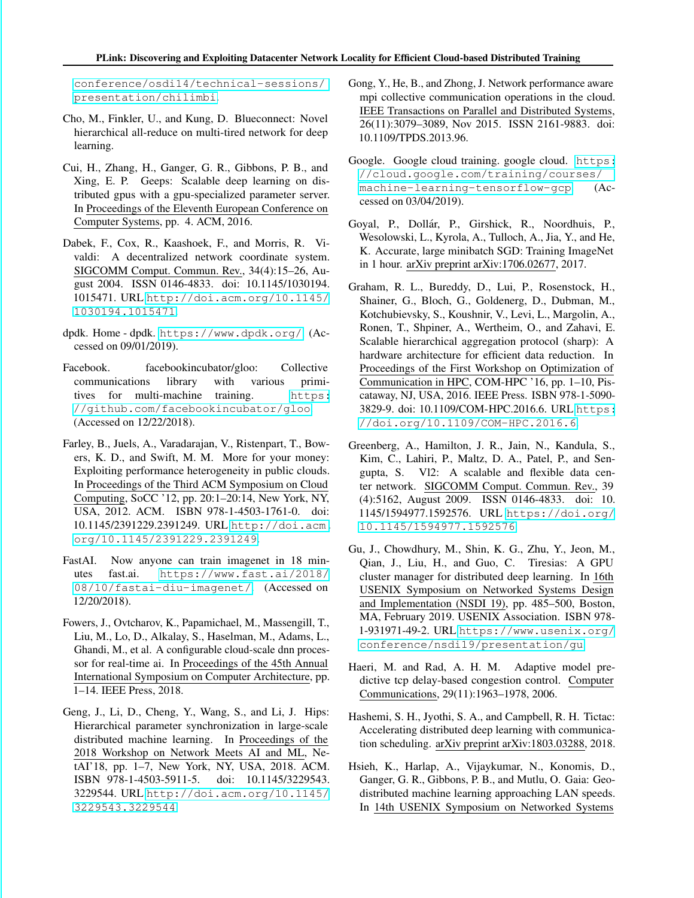conference/osdi14/technical-sessions/presentation/chilimbi.

Cho, M., Finkler, U., and Kung, D. Blueconnect: Novel hierarchical all-reduce on multi-tired network for deep learning.

Cui, H., Zhang, H., Ganger, G. R., Gibbons, P. B., and Xing, E. P. Geeps: Scalable deep learning on distributed gpus with a gpu-specialized parameter server. In Proceedings of the Eleventh European Conference on Computer Systems, pp. 4. ACM, 2016.

Dabek, F., Cox, R., Kaashoek, F., and Morris, R. Vivaldi: A decentralized network coordinate system. SIGCOMM Comput. Commun. Rev., 34(4):15–26, August 2004. ISSN 0146-4833. doi: 10.1145/1030194.1015471. URL http://doi.acm.org/10.1145/1030194.1015471.

dpdk. Home - dpdk. https://www.dpdk.org/. (Accessed on 09/01/2019).

Facebook. facebookincubator/gloo: Collective communications library with various primitives for multi-machine training. https://github.com/facebookincubator/gloo. (Accessed on 12/22/2018).

Farley, B., Juels, A., Varadarajan, V., Ristenpart, T., Bowers, K. D., and Swift, M. M. More for your money: Exploiting performance heterogeneity in public clouds. In Proceedings of the Third ACM Symposium on Cloud Computing, SoCC '12, pp. 20:1–20:14, New York, NY, USA, 2012. ACM. ISBN 978-1-4503-1761-0. doi: 10.1145/2391229.2391249. URL http://doi.acm.org/10.1145/2391229.2391249.

FastAI. Now anyone can train imagenet in 18 minutes fast.ai. https://www.fast.ai/2018/08/10/fastai-diu-imagenet/. (Accessed on 12/20/2018).

Fowers, J., Ovtcharov, K., Papamichael, M., Massengill, T., Liu, M., Lo, D., Alkalay, S., Haselman, M., Adams, L., Ghandi, M., et al. A configurable cloud-scale dnn processor for real-time ai. In Proceedings of the 45th Annual International Symposium on Computer Architecture, pp. 1–14. IEEE Press, 2018.

Geng, J., Li, D., Cheng, Y., Wang, S., and Li, J. Hips: Hierarchical parameter synchronization in large-scale distributed machine learning. In Proceedings of the 2018 Workshop on Network Meets AI and ML, NetAI'18, pp. 1–7, New York, NY, USA, 2018. ACM. ISBN 978-1-4503-5911-5. doi: 10.1145/3229543.3229544. URL http://doi.acm.org/10.1145/3229543.3229544.

Gong, Y., He, B., and Zhong, J. Network performance aware mpi collective communication operations in the cloud. IEEE Transactions on Parallel and Distributed Systems, 26(11):3079–3089, Nov 2015. ISSN 2161-9883. doi: 10.1109/TPDS.2013.96.

Google. Google cloud training. google cloud. https://cloud.google.com/training/courses/machine-learning-tensorflow-gcp. (Accessed on 03/04/2019).

Goyal, P., Dollár, P., Girshick, R., Noordhuis, P., Wesolowski, L., Kyrola, A., Tulloch, A., Jia, Y., and He, K. Accurate, large minibatch SGD: Training ImageNet in 1 hour. arXiv preprint arXiv:1706.02677, 2017.

Graham, R. L., Bureddy, D., Lui, P., Rosenstock, H., Shainer, G., Bloch, G., Goldenerg, D., Dubman, M., Kotchubievsky, S., Koushnir, V., Levi, L., Margolin, A., Ronen, T., Shpiner, A., Wertheim, O., and Zahavi, E. Scalable hierarchical aggregation protocol (sharp): A hardware architecture for efficient data reduction. In Proceedings of the First Workshop on Optimization of Communication in HPC, COM-HPC '16, pp. 1–10, Piscataway, NJ, USA, 2016. IEEE Press. ISBN 978-1-5090-3829-9. doi: 10.1109/COM-HPC.2016.6. URL https://doi.org/10.1109/COM-HPC.2016.6.

Greenberg, A., Hamilton, J. R., Jain, N., Kandula, S., Kim, C., Lahiri, P., Maltz, D. A., Patel, P., and Sengupta, S. Vl2: A scalable and flexible data center network. SIGCOMM Comput. Commun. Rev., 39 (4):5162, August 2009. ISSN 0146-4833. doi: 10.1145/1594977.1592576. URL https://doi.org/10.1145/1594977.1592576.

Gu, J., Chowdhury, M., Shin, K. G., Zhu, Y., Jeon, M., Qian, J., Liu, H., and Guo, C. Tiresias: A GPU cluster manager for distributed deep learning. In 16th USENIX Symposium on Networked Systems Design and Implementation (NSDI 19), pp. 485–500, Boston, MA, February 2019. USENIX Association. ISBN 978-1-931971-49-2. URL https://www.usenix.org/conference/nsdi19/presentation/gu.

Haeri, M. and Rad, A. H. M. Adaptive model predictive tcp delay-based congestion control. Computer Communications, 29(11):1963–1978, 2006.

Hashemi, S. H., Jyothi, S. A., and Campbell, R. H. Tictac: Accelerating distributed deep learning with communication scheduling. arXiv preprint arXiv:1803.03288, 2018.

Hsieh, K., Harlap, A., Vijaykumar, N., Konomis, D., Ganger, G. R., Gibbons, P. B., and Mutlu, O. Gaia: Geo-distributed machine learning approaching LAN speeds. In 14th USENIX Symposium on Networked Systems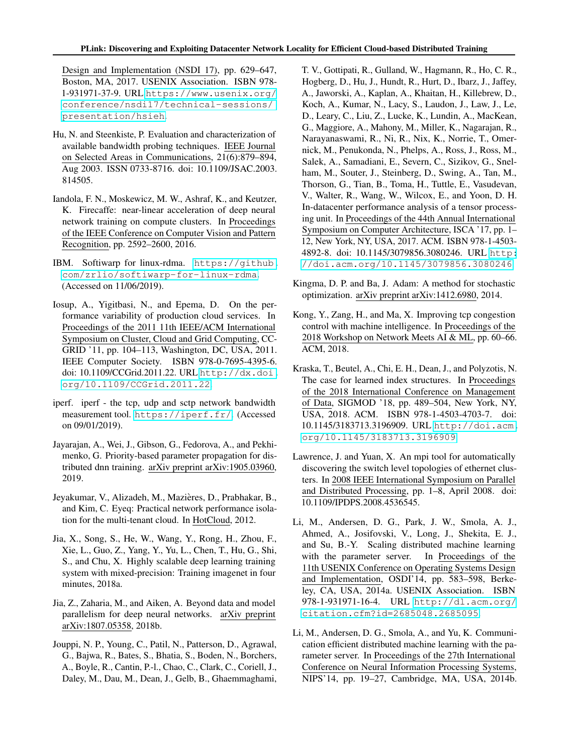Design and Implementation (NSDI 17), pp. 629–647, Boston, MA, 2017. USENIX Association. ISBN 978-1-931971-37-9. URL https://www.usenix.org/conference/nsdi17/technical-sessions/presentation/hsieh.

Hu, N. and Steenkiste, P. Evaluation and characterization of available bandwidth probing techniques. IEEE Journal on Selected Areas in Communications, 21(6):879–894, Aug 2003. ISSN 0733-8716. doi: 10.1109/JSAC.2003.814505.

Iandola, F. N., Moskewicz, M. W., Ashraf, K., and Keutzer, K. Firecaffe: near-linear acceleration of deep neural network training on compute clusters. In Proceedings of the IEEE Conference on Computer Vision and Pattern Recognition, pp. 2592–2600, 2016.

IBM. Softiwarp for linux-rdma. https://github.com/zrlio/softiwarp-for-linux-rdma. (Accessed on 11/06/2019).

Iosup, A., Yigitbasi, N., and Epema, D. On the performance variability of production cloud services. In Proceedings of the 2011 11th IEEE/ACM International Symposium on Cluster, Cloud and Grid Computing, CCGRID '11, pp. 104–113, Washington, DC, USA, 2011. IEEE Computer Society. ISBN 978-0-7695-4395-6. doi: 10.1109/CCGrid.2011.22. URL http://dx.doi.org/10.1109/CCGrid.2011.22.

iperf. iperf - the tcp, udp and sctp network bandwidth measurement tool. https://iperf.fr/. (Accessed on 09/01/2019).

Jayarajan, A., Wei, J., Gibson, G., Fedorova, A., and Pekhimenko, G. Priority-based parameter propagation for distributed dnn training. arXiv preprint arXiv:1905.03960, 2019.

Jeyakumar, V., Alizadeh, M., Mazières, D., Prabhakar, B., and Kim, C. Eyeq: Practical network performance isolation for the multi-tenant cloud. In HotCloud, 2012.

Jia, X., Song, S., He, W., Wang, Y., Rong, H., Zhou, F., Xie, L., Guo, Z., Yang, Y., Yu, L., Chen, T., Hu, G., Shi, S., and Chu, X. Highly scalable deep learning training system with mixed-precision: Training imagenet in four minutes, 2018a.

Jia, Z., Zaharia, M., and Aiken, A. Beyond data and model parallelism for deep neural networks. arXiv preprint arXiv:1807.05358, 2018b.

Jouppi, N. P., Young, C., Patil, N., Patterson, D., Agrawal, G., Bajwa, R., Bates, S., Bhatia, S., Boden, N., Borchers, A., Boyle, R., Cantin, P.-l., Chao, C., Clark, C., Coriell, J., Daley, M., Dau, M., Dean, J., Gelb, B., Ghaemmaghami, T. V., Gottipati, R., Gulland, W., Hagmann, R., Ho, C. R., Hogberg, D., Hu, J., Hundt, R., Hurt, D., Ibarz, J., Jaffey, A., Jaworski, A., Kaplan, A., Khaitan, H., Killebrew, D., Koch, A., Kumar, N., Lacy, S., Laudon, J., Law, J., Le, D., Leary, C., Liu, Z., Lucke, K., Lundin, A., MacKean, G., Maggiore, A., Mahony, M., Miller, K., Nagarajan, R., Narayanaswami, R., Ni, R., Nix, K., Norrie, T., Omernick, M., Penukonda, N., Phelps, A., Ross, J., Ross, M., Salek, A., Samadiani, E., Severn, C., Sizikov, G., Snelham, M., Souter, J., Steinberg, D., Swing, A., Tan, M., Thorson, G., Tian, B., Toma, H., Tuttle, E., Vasudevan, V., Walter, R., Wang, W., Wilcox, E., and Yoon, D. H. In-datacenter performance analysis of a tensor processing unit. In Proceedings of the 44th Annual International Symposium on Computer Architecture, ISCA '17, pp. 1–12, New York, NY, USA, 2017. ACM. ISBN 978-1-4503-4892-8. doi: 10.1145/3079856.3080246. URL http://doi.acm.org/10.1145/3079856.3080246.

Kingma, D. P. and Ba, J. Adam: A method for stochastic optimization. arXiv preprint arXiv:1412.6980, 2014.

Kong, Y., Zang, H., and Ma, X. Improving tcp congestion control with machine intelligence. In Proceedings of the 2018 Workshop on Network Meets AI & ML, pp. 60–66. ACM, 2018.

Kraska, T., Beutel, A., Chi, E. H., Dean, J., and Polyzotis, N. The case for learned index structures. In Proceedings of the 2018 International Conference on Management of Data, SIGMOD '18, pp. 489–504, New York, NY, USA, 2018. ACM. ISBN 978-1-4503-4703-7. doi: 10.1145/3183713.3196909. URL http://doi.acm.org/10.1145/3183713.3196909.

Lawrence, J. and Yuan, X. An mpi tool for automatically discovering the switch level topologies of ethernet clusters. In 2008 IEEE International Symposium on Parallel and Distributed Processing, pp. 1–8, April 2008. doi: 10.1109/IPDPS.2008.4536545.

Li, M., Andersen, D. G., Park, J. W., Smola, A. J., Ahmed, A., Josifovski, V., Long, J., Shekita, E. J., and Su, B.-Y. Scaling distributed machine learning with the parameter server. In Proceedings of the 11th USENIX Conference on Operating Systems Design and Implementation, OSDI'14, pp. 583–598, Berkeley, CA, USA, 2014a. USENIX Association. ISBN 978-1-931971-16-4. URL http://dl.acm.org/citation.cfm?id=2685048.2685095.

Li, M., Andersen, D. G., Smola, A., and Yu, K. Communication efficient distributed machine learning with the parameter server. In Proceedings of the 27th International Conference on Neural Information Processing Systems, NIPS'14, pp. 19–27, Cambridge, MA, USA, 2014b.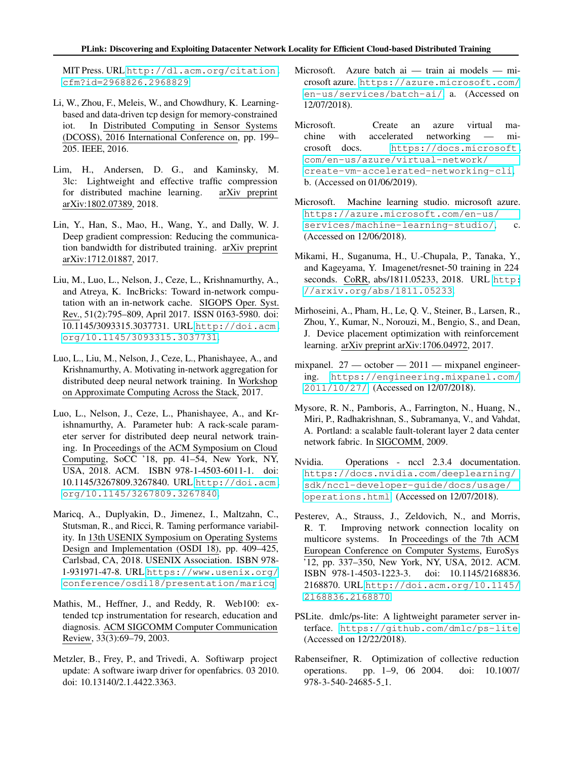MIT Press. URL http://dl.acm.org/citation.cfm?id=2968826.2968829.

Li, W., Zhou, F., Meleis, W., and Chowdhury, K. Learning-based and data-driven tcp design for memory-constrained iot. In Distributed Computing in Sensor Systems (DCOSS), 2016 International Conference on, pp. 199–205. IEEE, 2016.

Lim, H., Andersen, D. G., and Kaminsky, M. 3lc: Lightweight and effective traffic compression for distributed machine learning. arXiv preprint arXiv:1802.07389, 2018.

Lin, Y., Han, S., Mao, H., Wang, Y., and Dally, W. J. Deep gradient compression: Reducing the communication bandwidth for distributed training. arXiv preprint arXiv:1712.01887, 2017.

Liu, M., Luo, L., Nelson, J., Ceze, L., Krishnamurthy, A., and Atreya, K. IncBricks: Toward in-network computation with an in-network cache. SIGOPS Oper. Syst. Rev., 51(2):795–809, April 2017. ISSN 0163-5980. doi: 10.1145/3093315.3037731. URL http://doi.acm.org/10.1145/3093315.3037731.

Luo, L., Liu, M., Nelson, J., Ceze, L., Phanishayee, A., and Krishnamurthy, A. Motivating in-network aggregation for distributed deep neural network training. In Workshop on Approximate Computing Across the Stack, 2017.

Luo, L., Nelson, J., Ceze, L., Phanishayee, A., and Krishnamurthy, A. Parameter hub: A rack-scale parameter server for distributed deep neural network training. In Proceedings of the ACM Symposium on Cloud Computing, SoCC '18, pp. 41–54, New York, NY, USA, 2018. ACM. ISBN 978-1-4503-6011-1. doi: 10.1145/3267809.3267840. URL http://doi.acm.org/10.1145/3267809.3267840.

Maricq, A., Duplyakin, D., Jimenez, I., Maltzahn, C., Stutsman, R., and Ricci, R. Taming performance variability. In 13th USENIX Symposium on Operating Systems Design and Implementation (OSDI 18), pp. 409–425, Carlsbad, CA, 2018. USENIX Association. ISBN 978-1-931971-47-8. URL https://www.usenix.org/conference/osdi18/presentation/maricq.

Mathis, M., Heffner, J., and Reddy, R. Web100: extended tcp instrumentation for research, education and diagnosis. ACM SIGCOMM Computer Communication Review, 33(3):69–79, 2003.

Metzler, B., Frey, P., and Trivedi, A. Softiwarp project update: A software iwarp driver for openfabrics. 03 2010. doi: 10.13140/2.1.4422.3363.

Microsoft. Azure batch ai — train ai models — microsoft azure. https://azure.microsoft.com/en-us/services/batch-ai/, a. (Accessed on 12/07/2018).

Microsoft. Create an azure virtual machine with accelerated networking — microsoft docs. https://docs.microsoft.com/en-us/azure/virtual-network/create-vm-accelerated-networking-cli, b. (Accessed on 01/06/2019).

Microsoft. Machine learning studio. microsoft azure. https://azure.microsoft.com/en-us/services/machine-learning-studio/, c. (Accessed on 12/06/2018).

Mikami, H., Suganuma, H., U.-Chupala, P., Tanaka, Y., and Kageyama, Y. Imagenet/resnet-50 training in 224 seconds. CoRR, abs/1811.05233, 2018. URL http://arxiv.org/abs/1811.05233.

Mirhoseini, A., Pham, H., Le, Q. V., Steiner, B., Larsen, R., Zhou, Y., Kumar, N., Norouzi, M., Bengio, S., and Dean, J. Device placement optimization with reinforcement learning. arXiv preprint arXiv:1706.04972, 2017.

mixpanel. 27 — october — 2011 — mixpanel engineering. https://engineering.mixpanel.com/2011/10/27/. (Accessed on 12/07/2018).

Mysore, R. N., Pamboris, A., Farrington, N., Huang, N., Miri, P., Radhakrishnan, S., Subramanya, V., and Vahdat, A. Portland: a scalable fault-tolerant layer 2 data center network fabric. In SIGCOMM, 2009.

Nvidia. Operations - nccl 2.3.4 documentation. https://docs.nvidia.com/deeplearning/sdk/nccl-developer-guide/docs/usage/operations.html. (Accessed on 12/07/2018).

Pesterev, A., Strauss, J., Zeldovich, N., and Morris, R. T. Improving network connection locality on multicore systems. In Proceedings of the 7th ACM European Conference on Computer Systems, EuroSys '12, pp. 337–350, New York, NY, USA, 2012. ACM. ISBN 978-1-4503-1223-3. doi: 10.1145/2168836.2168870. URL http://doi.acm.org/10.1145/2168836.2168870.

PSLite. dmlc/ps-lite: A lightweight parameter server interface. https://github.com/dmlc/ps-lite. (Accessed on 12/22/2018).

Rabenseifner, R. Optimization of collective reduction operations. pp. 1–9, 06 2004. doi: 10.1007/978-3-540-24685-5_1.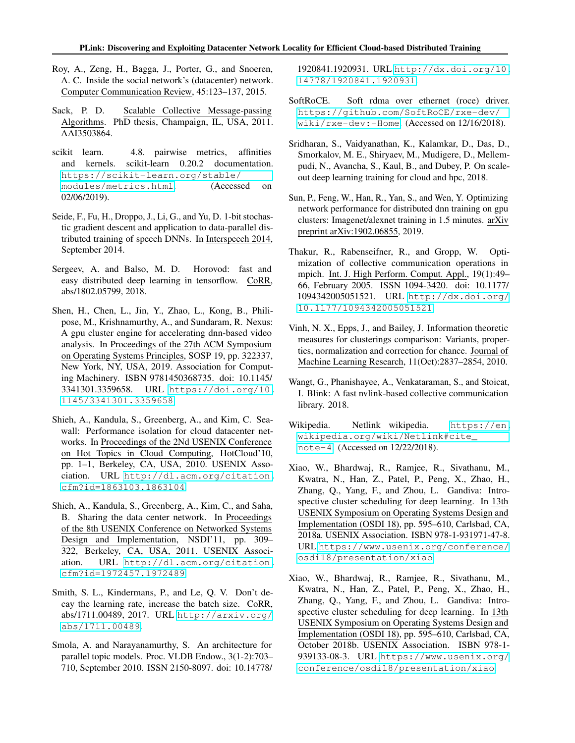Roy, A., Zeng, H., Bagga, J., Porter, G., and Snoeren, A. C. Inside the social network's (datacenter) network. Computer Communication Review, 45:123–137, 2015.

Sack, P. D. Scalable Collective Message-passing Algorithms. PhD thesis, Champaign, IL, USA, 2011. AAI3503864.

scikit learn. 4.8. pairwise metrics, affinities and kernels. scikit-learn 0.20.2 documentation. https://scikit-learn.org/stable/modules/metrics.html. (Accessed on 02/06/2019).

Seide, F., Fu, H., Droppo, J., Li, G., and Yu, D. 1-bit stochastic gradient descent and application to data-parallel distributed training of speech DNNs. In Interspeech 2014, September 2014.

Sergeev, A. and Balso, M. D. Horovod: fast and easy distributed deep learning in tensorflow. CoRR, abs/1802.05799, 2018.

Shen, H., Chen, L., Jin, Y., Zhao, L., Kong, B., Philipose, M., Krishnamurthy, A., and Sundaram, R. Nexus: A gpu cluster engine for accelerating dnn-based video analysis. In Proceedings of the 27th ACM Symposium on Operating Systems Principles, SOSP 19, pp. 322337, New York, NY, USA, 2019. Association for Computing Machinery. ISBN 9781450368735. doi: 10.1145/3341301.3359658. URL https://doi.org/10.1145/3341301.3359658.

Shieh, A., Kandula, S., Greenberg, A., and Kim, C. Seawall: Performance isolation for cloud datacenter networks. In Proceedings of the 2Nd USENIX Conference on Hot Topics in Cloud Computing, HotCloud'10, pp. 1–1, Berkeley, CA, USA, 2010. USENIX Association. URL http://dl.acm.org/citation.cfm?id=1863103.1863104.

Shieh, A., Kandula, S., Greenberg, A., Kim, C., and Saha, B. Sharing the data center network. In Proceedings of the 8th USENIX Conference on Networked Systems Design and Implementation, NSDI'11, pp. 309–322, Berkeley, CA, USA, 2011. USENIX Association. URL http://dl.acm.org/citation.cfm?id=1972457.1972489.

Smith, S. L., Kindermans, P., and Le, Q. V. Don't decay the learning rate, increase the batch size. CoRR, abs/1711.00489, 2017. URL http://arxiv.org/abs/1711.00489.

Smola, A. and Narayanamurthy, S. An architecture for parallel topic models. Proc. VLDB Endow., 3(1-2):703–710, September 2010. ISSN 2150-8097. doi: 10.14778/1920841.1920931. URL http://dx.doi.org/10.14778/1920841.1920931.

SoftRoCE. Soft rdma over ethernet (roce) driver. https://github.com/SoftRoCE/rxe-dev/wiki/rxe-dev:-Home. (Accessed on 12/16/2018).

Sridharan, S., Vaidyanathan, K., Kalamkar, D., Das, D., Smorkalov, M. E., Shiryaev, M., Mudigere, D., Mellempudi, N., Avancha, S., Kaul, B., and Dubey, P. On scale-out deep learning training for cloud and hpc, 2018.

Sun, P., Feng, W., Han, R., Yan, S., and Wen, Y. Optimizing network performance for distributed dnn training on gpu clusters: Imagenet/alexnet training in 1.5 minutes. arXiv preprint arXiv:1902.06855, 2019.

Thakur, R., Rabenseifner, R., and Gropp, W. Optimization of collective communication operations in mpich. Int. J. High Perform. Comput. Appl., 19(1):49–66, February 2005. ISSN 1094-3420. doi: 10.1177/1094342005051521. URL http://dx.doi.org/10.1177/1094342005051521.

Vinh, N. X., Epps, J., and Bailey, J. Information theoretic measures for clusterings comparison: Variants, properties, normalization and correction for chance. Journal of Machine Learning Research, 11(Oct):2837–2854, 2010.

Wangt, G., Phanishayee, A., Venkataraman, S., and Stoicat, I. Blink: A fast nvlink-based collective communication library. 2018.

Wikipedia. Netlink wikipedia. https://en.wikipedia.org/wiki/Netlink#cite_note-4. (Accessed on 12/22/2018).

Xiao, W., Bhardwaj, R., Ramjee, R., Sivathanu, M., Kwatra, N., Han, Z., Patel, P., Peng, X., Zhao, H., Zhang, Q., Yang, F., and Zhou, L. Gandiva: Introspective cluster scheduling for deep learning. In 13th USENIX Symposium on Operating Systems Design and Implementation (OSDI 18), pp. 595–610, Carlsbad, CA, 2018a. USENIX Association. ISBN 978-1-931971-47-8. URL https://www.usenix.org/conference/osdi18/presentation/xiao.

Xiao, W., Bhardwaj, R., Ramjee, R., Sivathanu, M., Kwatra, N., Han, Z., Patel, P., Peng, X., Zhao, H., Zhang, Q., Yang, F., and Zhou, L. Gandiva: Introspective cluster scheduling for deep learning. In 13th USENIX Symposium on Operating Systems Design and Implementation (OSDI 18), pp. 595–610, Carlsbad, CA, October 2018b. USENIX Association. ISBN 978-1-939133-08-3. URL https://www.usenix.org/conference/osdi18/presentation/xiao.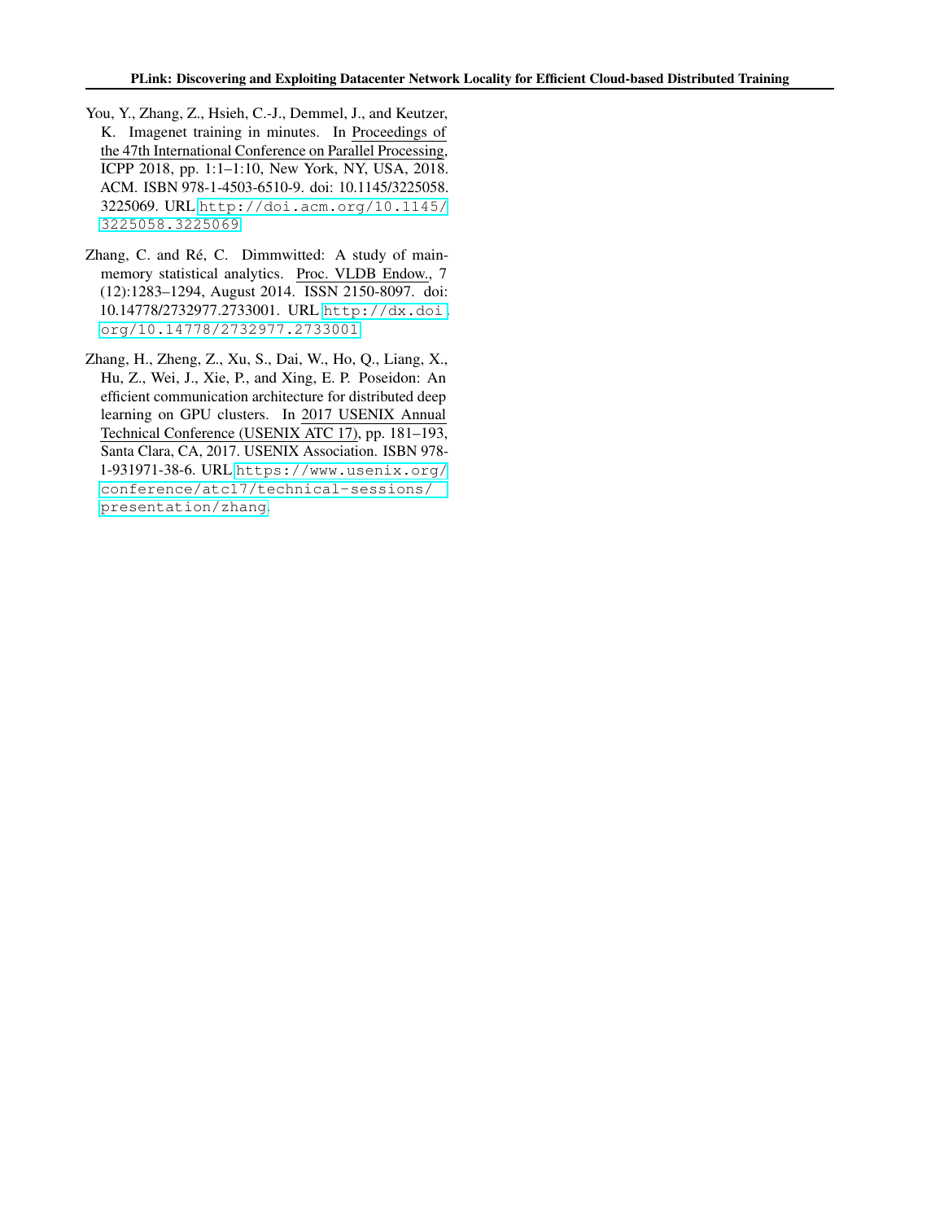You, Y., Zhang, Z., Hsieh, C.-J., Demmel, J., and Keutzer, K. Imagenet training in minutes. In Proceedings of the 47th International Conference on Parallel Processing, ICPP 2018, pp. 1:1–1:10, New York, NY, USA, 2018. ACM. ISBN 978-1-4503-6510-9. doi: 10.1145/3225058.3225069. URL http://doi.acm.org/10.1145/3225058.3225069.

Zhang, C. and Ré, C. Dimmwitted: A study of main-memory statistical analytics. Proc. VLDB Endow., 7 (12):1283–1294, August 2014. ISSN 2150-8097. doi: 10.14778/2732977.2733001. URL http://dx.doi.org/10.14778/2732977.2733001.

Zhang, H., Zheng, Z., Xu, S., Dai, W., Ho, Q., Liang, X., Hu, Z., Wei, J., Xie, P., and Xing, E. P. Poseidon: An efficient communication architecture for distributed deep learning on GPU clusters. In 2017 USENIX Annual Technical Conference (USENIX ATC 17), pp. 181–193, Santa Clara, CA, 2017. USENIX Association. ISBN 978-1-931971-38-6. URL https://www.usenix.org/conference/atc17/technical-sessions/presentation/zhang.